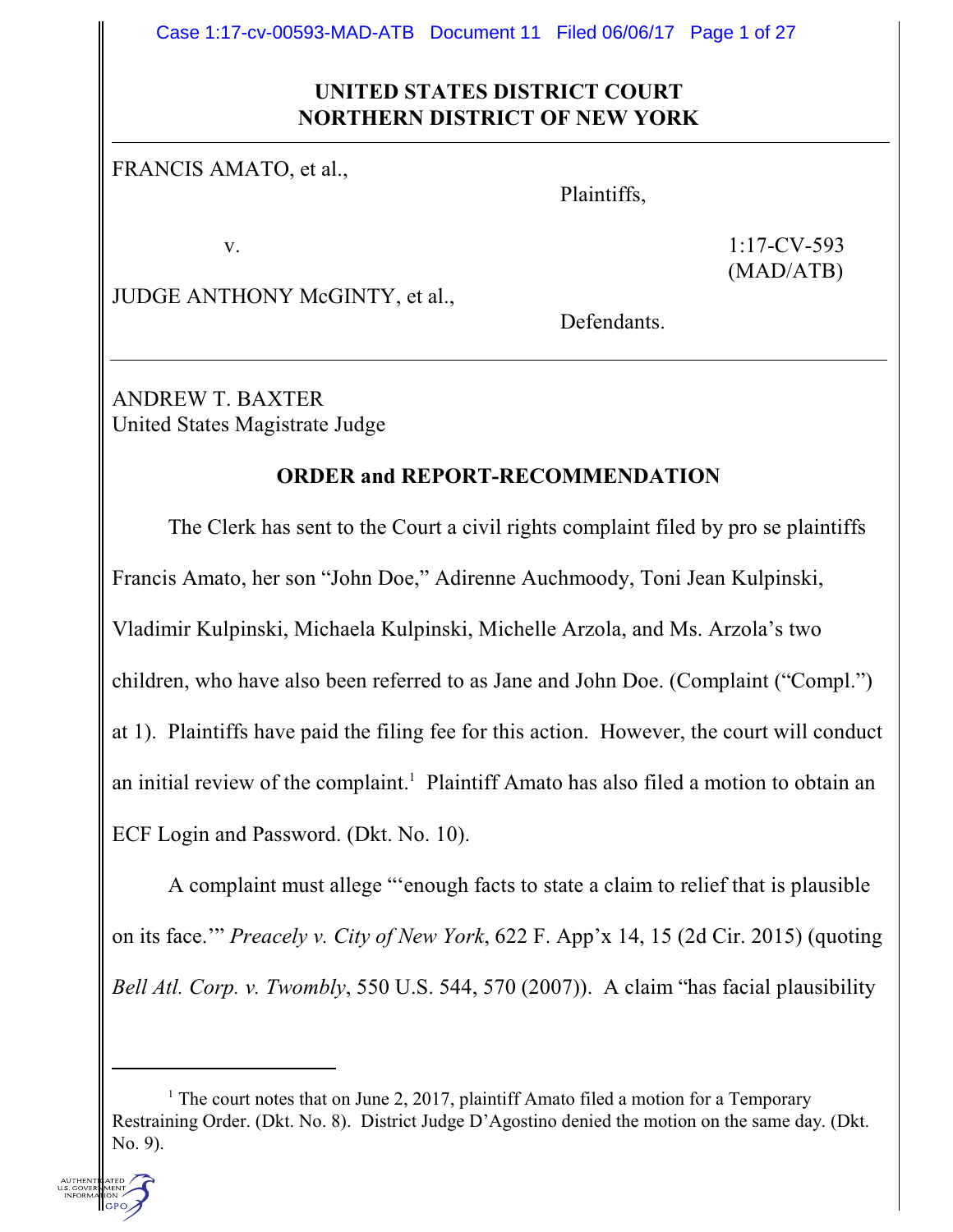**UNITED STATES DISTRICT COURT**
**NORTHERN DISTRICT OF NEW YORK**

---

FRANCIS AMATO, et al.,

Plaintiffs,

v.

1:17-CV-593
(MAD/ATB)

JUDGE ANTHONY McGINTY, et al.,

Defendants.

---

ANDREW T. BAXTER
United States Magistrate Judge

## ORDER and REPORT-RECOMMENDATION

The Clerk has sent to the Court a civil rights complaint filed by pro se plaintiffs Francis Amato, her son "John Doe," Adirenne Auchmoody, Toni Jean Kulpinski, Vladimir Kulpinski, Michaela Kulpinski, Michelle Arzola, and Ms. Arzola's two children, who have also been referred to as Jane and John Doe. (Complaint ("Compl.") at 1). Plaintiffs have paid the filing fee for this action. However, the court will conduct an initial review of the complaint.[1] Plaintiff Amato has also filed a motion to obtain an ECF Login and Password. (Dkt. No. 10).

A complaint must allege "'enough facts to state a claim to relief that is plausible on its face.'" *Preacely v. City of New York*, 622 F. App'x 14, 15 (2d Cir. 2015) (quoting *Bell Atl. Corp. v. Twombly*, 550 U.S. 544, 570 (2007)). A claim "has facial plausibility

---

[1] The court notes that on June 2, 2017, plaintiff Amato filed a motion for a Temporary Restraining Order. (Dkt. No. 8). District Judge D'Agostino denied the motion on the same day. (Dkt. No. 9).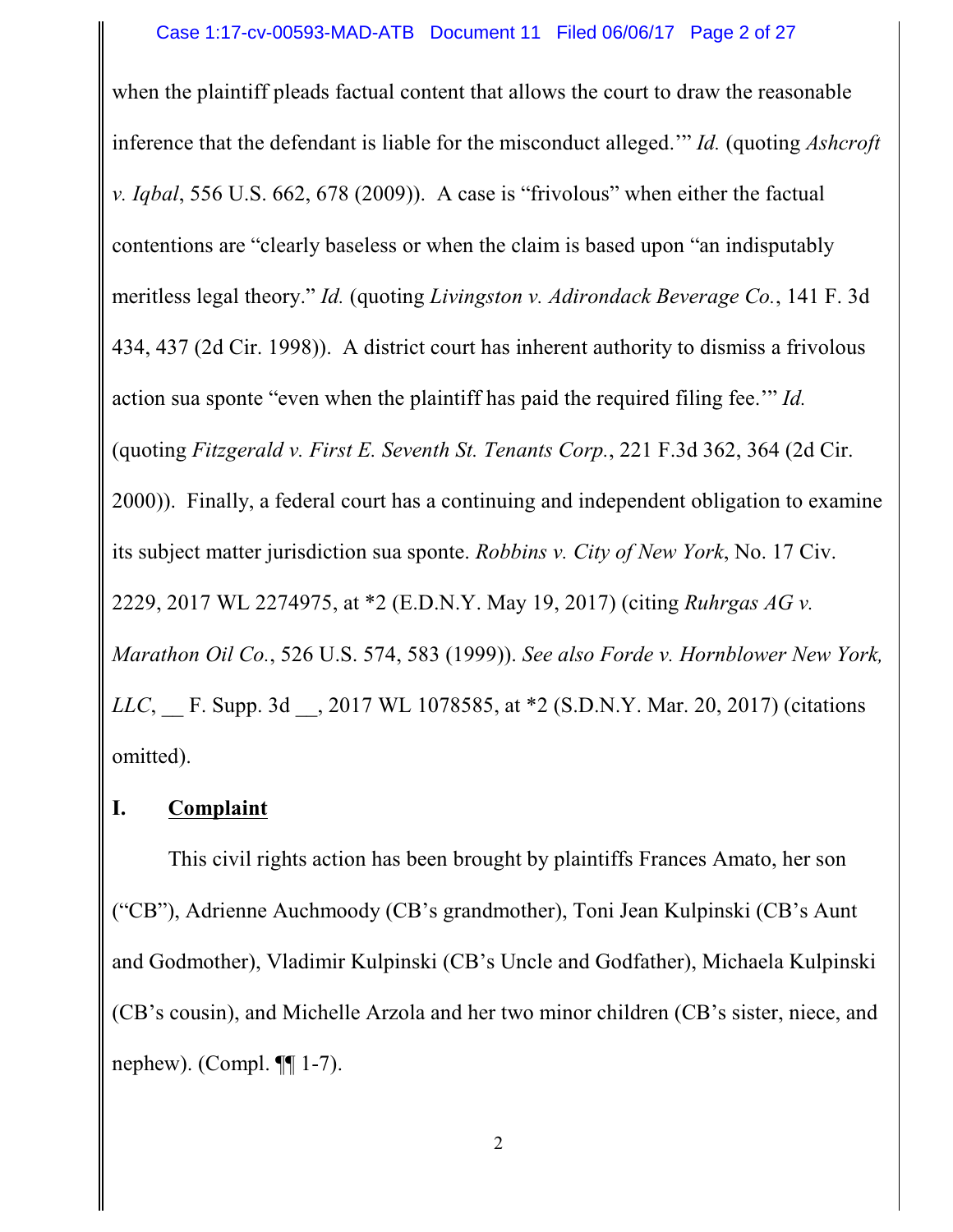when the plaintiff pleads factual content that allows the court to draw the reasonable inference that the defendant is liable for the misconduct alleged.'" *Id.* (quoting *Ashcroft v. Iqbal*, 556 U.S. 662, 678 (2009)). A case is "frivolous" when either the factual contentions are "clearly baseless or when the claim is based upon "an indisputably meritless legal theory." *Id.* (quoting *Livingston v. Adirondack Beverage Co.*, 141 F. 3d 434, 437 (2d Cir. 1998)). A district court has inherent authority to dismiss a frivolous action sua sponte "even when the plaintiff has paid the required filing fee.'" *Id.* (quoting *Fitzgerald v. First E. Seventh St. Tenants Corp.*, 221 F.3d 362, 364 (2d Cir. 2000)). Finally, a federal court has a continuing and independent obligation to examine its subject matter jurisdiction sua sponte. *Robbins v. City of New York*, No. 17 Civ. 2229, 2017 WL 2274975, at *2 (E.D.N.Y. May 19, 2017) (citing *Ruhrgas AG v. Marathon Oil Co.*, 526 U.S. 574, 583 (1999)). *See also Forde v. Hornblower New York, LLC*, __ F. Supp. 3d __, 2017 WL 1078585, at *2 (S.D.N.Y. Mar. 20, 2017) (citations omitted).

## I. **Complaint**

This civil rights action has been brought by plaintiffs Frances Amato, her son ("CB"), Adrienne Auchmoody (CB's grandmother), Toni Jean Kulpinski (CB's Aunt and Godmother), Vladimir Kulpinski (CB's Uncle and Godfather), Michaela Kulpinski (CB's cousin), and Michelle Arzola and her two minor children (CB's sister, niece, and nephew). (Compl. ¶¶ 1-7).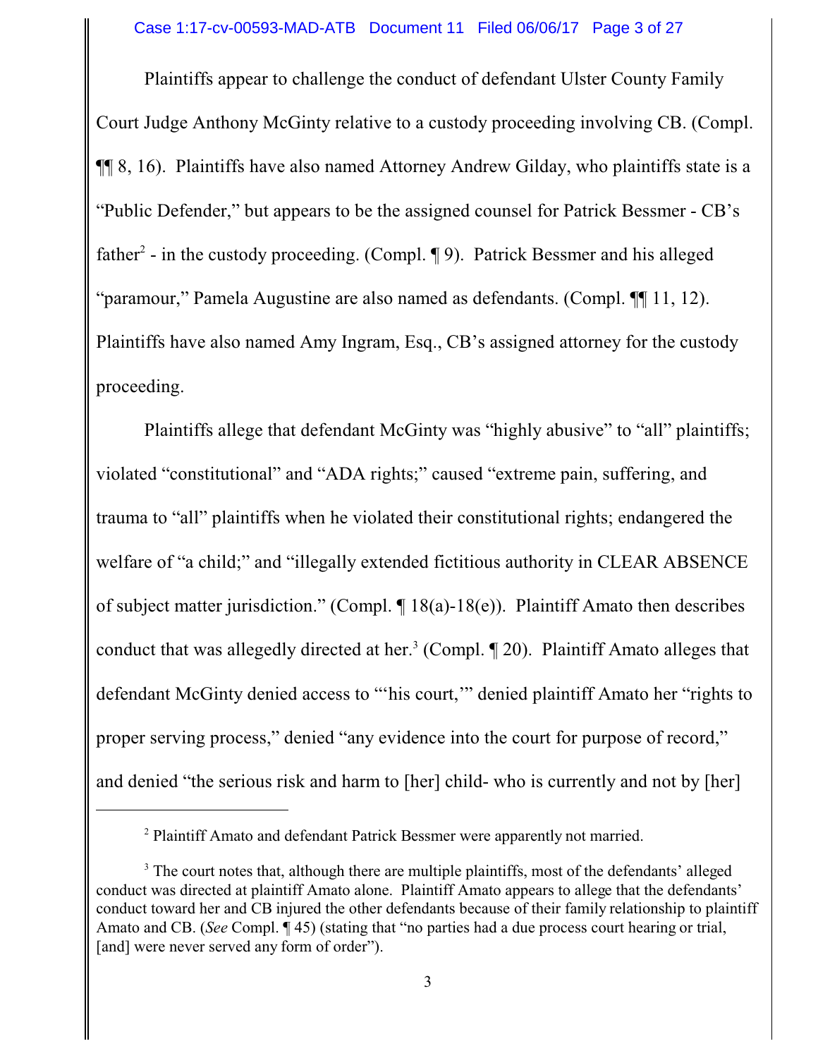Plaintiffs appear to challenge the conduct of defendant Ulster County Family Court Judge Anthony McGinty relative to a custody proceeding involving CB. (Compl. ¶¶ 8, 16). Plaintiffs have also named Attorney Andrew Gilday, who plaintiffs state is a "Public Defender," but appears to be the assigned counsel for Patrick Bessmer - CB's father[2] - in the custody proceeding. (Compl. ¶ 9). Patrick Bessmer and his alleged "paramour," Pamela Augustine are also named as defendants. (Compl. ¶¶ 11, 12). Plaintiffs have also named Amy Ingram, Esq., CB's assigned attorney for the custody proceeding.

Plaintiffs allege that defendant McGinty was "highly abusive" to "all" plaintiffs; violated "constitutional" and "ADA rights;" caused "extreme pain, suffering, and trauma to "all" plaintiffs when he violated their constitutional rights; endangered the welfare of "a child;" and "illegally extended fictitious authority in CLEAR ABSENCE of subject matter jurisdiction." (Compl. ¶ 18(a)-18(e)). Plaintiff Amato then describes conduct that was allegedly directed at her.[3] (Compl. ¶ 20). Plaintiff Amato alleges that defendant McGinty denied access to "'his court,'" denied plaintiff Amato her "rights to proper serving process," denied "any evidence into the court for purpose of record," and denied "the serious risk and harm to [her] child- who is currently and not by [her]

---

[2] Plaintiff Amato and defendant Patrick Bessmer were apparently not married.

[3] The court notes that, although there are multiple plaintiffs, most of the defendants' alleged conduct was directed at plaintiff Amato alone. Plaintiff Amato appears to allege that the defendants' conduct toward her and CB injured the other defendants because of their family relationship to plaintiff Amato and CB. (*See* Compl. ¶ 45) (stating that "no parties had a due process court hearing or trial, [and] were never served any form of order").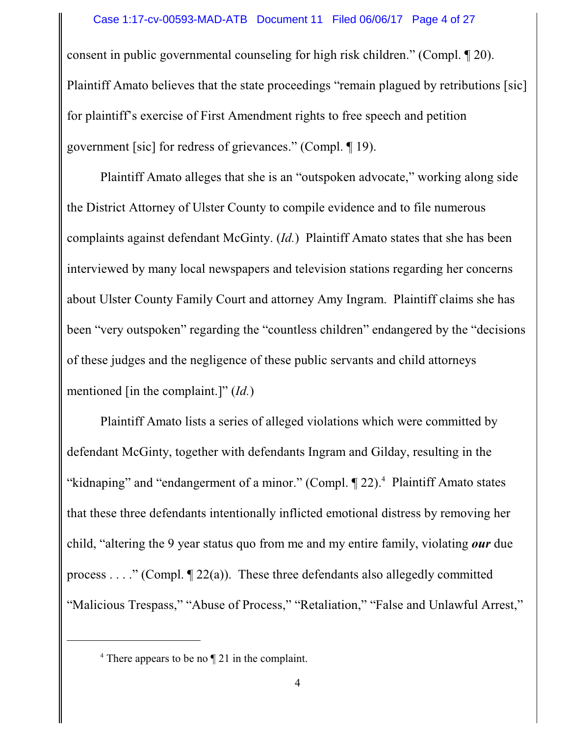consent in public governmental counseling for high risk children." (Compl. ¶ 20). Plaintiff Amato believes that the state proceedings "remain plagued by retributions [sic] for plaintiff's exercise of First Amendment rights to free speech and petition government [sic] for redress of grievances." (Compl. ¶ 19).

Plaintiff Amato alleges that she is an "outspoken advocate," working along side the District Attorney of Ulster County to compile evidence and to file numerous complaints against defendant McGinty. (*Id.*) Plaintiff Amato states that she has been interviewed by many local newspapers and television stations regarding her concerns about Ulster County Family Court and attorney Amy Ingram. Plaintiff claims she has been "very outspoken" regarding the "countless children" endangered by the "decisions of these judges and the negligence of these public servants and child attorneys mentioned [in the complaint.]" (*Id.*)

Plaintiff Amato lists a series of alleged violations which were committed by defendant McGinty, together with defendants Ingram and Gilday, resulting in the "kidnaping" and "endangerment of a minor." (Compl. ¶ 22).[4] Plaintiff Amato states that these three defendants intentionally inflicted emotional distress by removing her child, "altering the 9 year status quo from me and my entire family, violating ***our*** due process . . . ." (Compl. ¶ 22(a)). These three defendants also allegedly committed "Malicious Trespass," "Abuse of Process," "Retaliation," "False and Unlawful Arrest,"

[4] There appears to be no ¶ 21 in the complaint.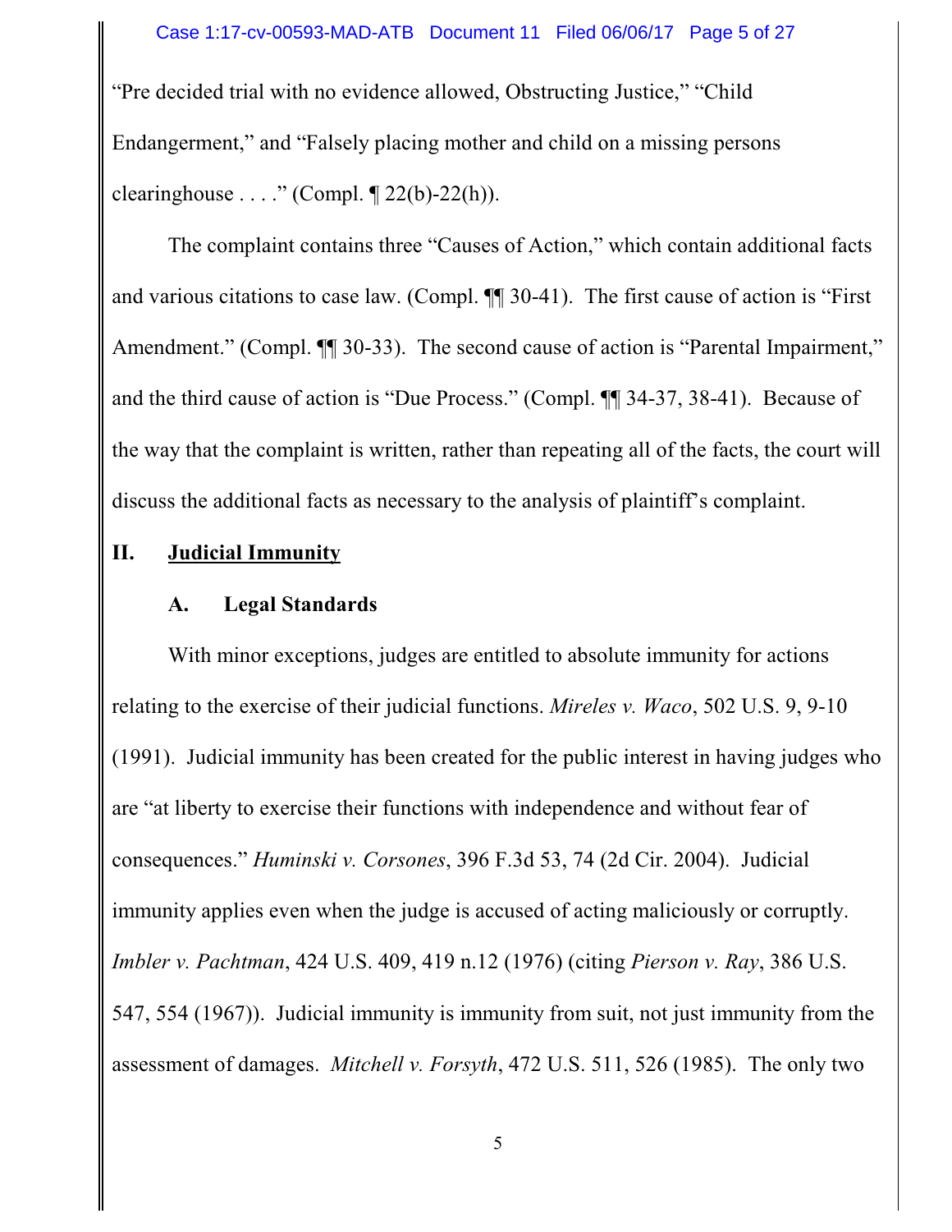"Pre decided trial with no evidence allowed, Obstructing Justice," "Child Endangerment," and "Falsely placing mother and child on a missing persons clearinghouse . . . ." (Compl. ¶ 22(b)-22(h)).

The complaint contains three "Causes of Action," which contain additional facts and various citations to case law. (Compl. ¶¶ 30-41). The first cause of action is "First Amendment." (Compl. ¶¶ 30-33). The second cause of action is "Parental Impairment," and the third cause of action is "Due Process." (Compl. ¶¶ 34-37, 38-41). Because of the way that the complaint is written, rather than repeating all of the facts, the court will discuss the additional facts as necessary to the analysis of plaintiff's complaint.

## II. Judicial Immunity

### A. Legal Standards

With minor exceptions, judges are entitled to absolute immunity for actions relating to the exercise of their judicial functions. *Mireles v. Waco*, 502 U.S. 9, 9-10 (1991). Judicial immunity has been created for the public interest in having judges who are "at liberty to exercise their functions with independence and without fear of consequences." *Huminski v. Corsones*, 396 F.3d 53, 74 (2d Cir. 2004). Judicial immunity applies even when the judge is accused of acting maliciously or corruptly. *Imbler v. Pachtman*, 424 U.S. 409, 419 n.12 (1976) (citing *Pierson v. Ray*, 386 U.S. 547, 554 (1967)). Judicial immunity is immunity from suit, not just immunity from the assessment of damages. *Mitchell v. Forsyth*, 472 U.S. 511, 526 (1985). The only two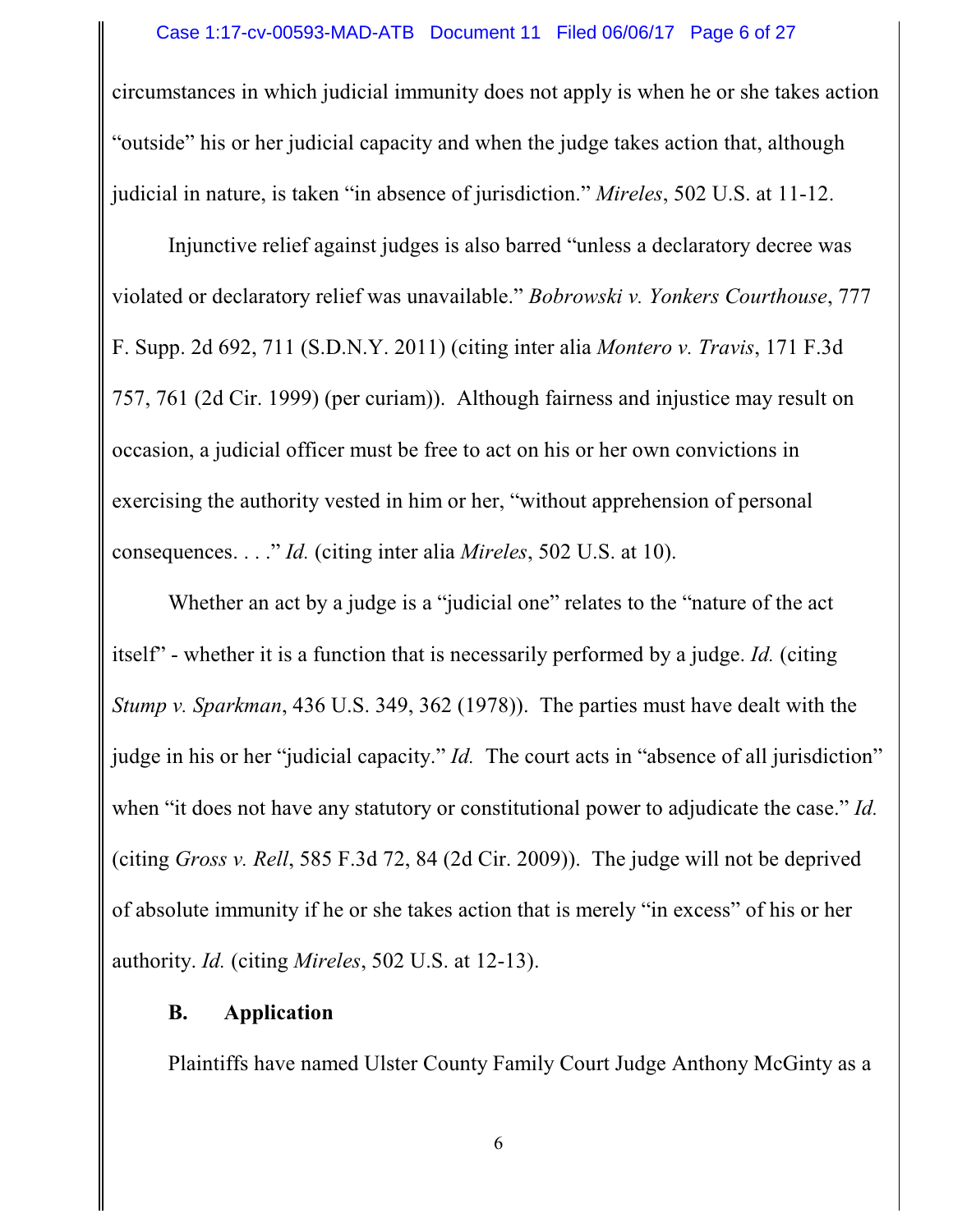circumstances in which judicial immunity does not apply is when he or she takes action "outside" his or her judicial capacity and when the judge takes action that, although judicial in nature, is taken "in absence of jurisdiction." *Mireles*, 502 U.S. at 11-12.

Injunctive relief against judges is also barred "unless a declaratory decree was violated or declaratory relief was unavailable." *Bobrowski v. Yonkers Courthouse*, 777 F. Supp. 2d 692, 711 (S.D.N.Y. 2011) (citing inter alia *Montero v. Travis*, 171 F.3d 757, 761 (2d Cir. 1999) (per curiam)). Although fairness and injustice may result on occasion, a judicial officer must be free to act on his or her own convictions in exercising the authority vested in him or her, "without apprehension of personal consequences. . . ." *Id.* (citing inter alia *Mireles*, 502 U.S. at 10).

Whether an act by a judge is a "judicial one" relates to the "nature of the act itself" - whether it is a function that is necessarily performed by a judge. *Id.* (citing *Stump v. Sparkman*, 436 U.S. 349, 362 (1978)). The parties must have dealt with the judge in his or her "judicial capacity." *Id.* The court acts in "absence of all jurisdiction" when "it does not have any statutory or constitutional power to adjudicate the case." *Id.* (citing *Gross v. Rell*, 585 F.3d 72, 84 (2d Cir. 2009)). The judge will not be deprived of absolute immunity if he or she takes action that is merely "in excess" of his or her authority. *Id.* (citing *Mireles*, 502 U.S. at 12-13).

**B. Application**

Plaintiffs have named Ulster County Family Court Judge Anthony McGinty as a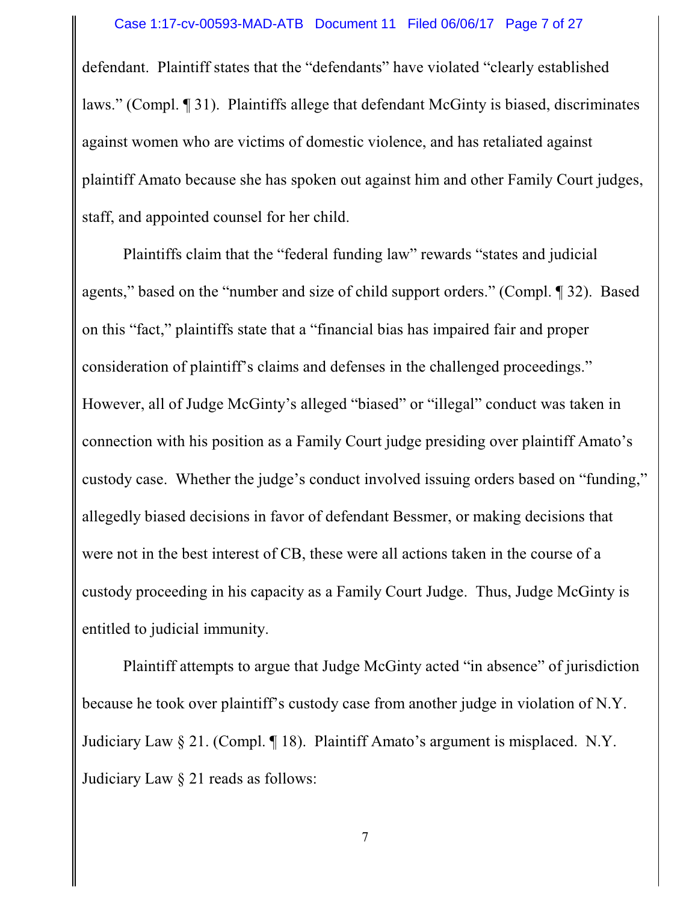defendant. Plaintiff states that the "defendants" have violated "clearly established laws." (Compl. ¶ 31). Plaintiffs allege that defendant McGinty is biased, discriminates against women who are victims of domestic violence, and has retaliated against plaintiff Amato because she has spoken out against him and other Family Court judges, staff, and appointed counsel for her child.

Plaintiffs claim that the "federal funding law" rewards "states and judicial agents," based on the "number and size of child support orders." (Compl. ¶ 32). Based on this "fact," plaintiffs state that a "financial bias has impaired fair and proper consideration of plaintiff's claims and defenses in the challenged proceedings." However, all of Judge McGinty's alleged "biased" or "illegal" conduct was taken in connection with his position as a Family Court judge presiding over plaintiff Amato's custody case. Whether the judge's conduct involved issuing orders based on "funding," allegedly biased decisions in favor of defendant Bessmer, or making decisions that were not in the best interest of CB, these were all actions taken in the course of a custody proceeding in his capacity as a Family Court Judge. Thus, Judge McGinty is entitled to judicial immunity.

Plaintiff attempts to argue that Judge McGinty acted "in absence" of jurisdiction because he took over plaintiff's custody case from another judge in violation of N.Y. Judiciary Law § 21. (Compl. ¶ 18). Plaintiff Amato's argument is misplaced. N.Y. Judiciary Law § 21 reads as follows: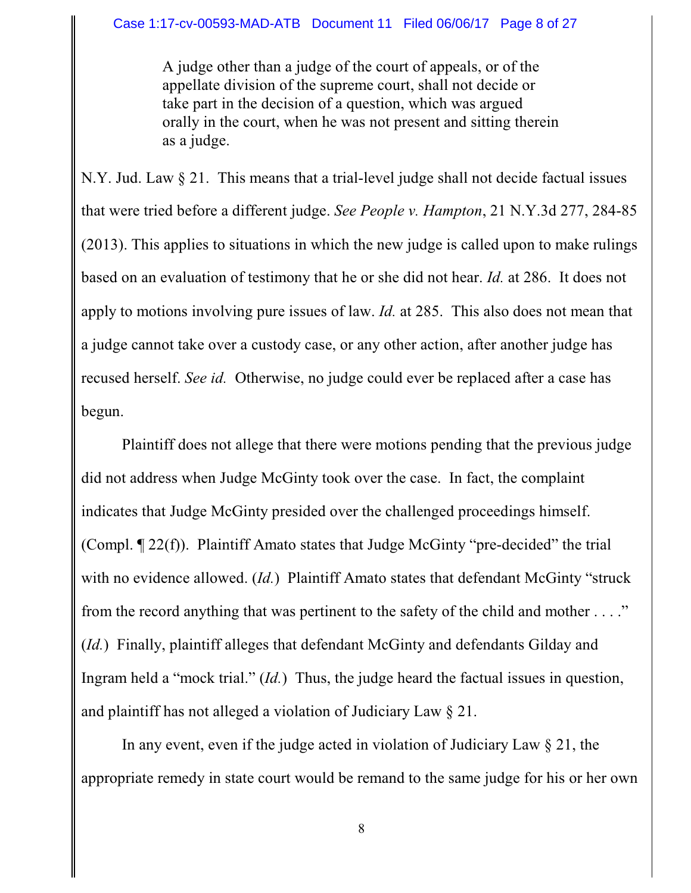> A judge other than a judge of the court of appeals, or of the appellate division of the supreme court, shall not decide or take part in the decision of a question, which was argued orally in the court, when he was not present and sitting therein as a judge.

N.Y. Jud. Law § 21. This means that a trial-level judge shall not decide factual issues that were tried before a different judge. *See People v. Hampton*, 21 N.Y.3d 277, 284-85 (2013). This applies to situations in which the new judge is called upon to make rulings based on an evaluation of testimony that he or she did not hear. *Id.* at 286. It does not apply to motions involving pure issues of law. *Id.* at 285. This also does not mean that a judge cannot take over a custody case, or any other action, after another judge has recused herself. *See id.* Otherwise, no judge could ever be replaced after a case has begun.

Plaintiff does not allege that there were motions pending that the previous judge did not address when Judge McGinty took over the case. In fact, the complaint indicates that Judge McGinty presided over the challenged proceedings himself. (Compl. ¶ 22(f)). Plaintiff Amato states that Judge McGinty "pre-decided" the trial with no evidence allowed. (*Id.*) Plaintiff Amato states that defendant McGinty "struck from the record anything that was pertinent to the safety of the child and mother . . . ." (*Id.*) Finally, plaintiff alleges that defendant McGinty and defendants Gilday and Ingram held a "mock trial." (*Id.*) Thus, the judge heard the factual issues in question, and plaintiff has not alleged a violation of Judiciary Law § 21.

In any event, even if the judge acted in violation of Judiciary Law § 21, the appropriate remedy in state court would be remand to the same judge for his or her own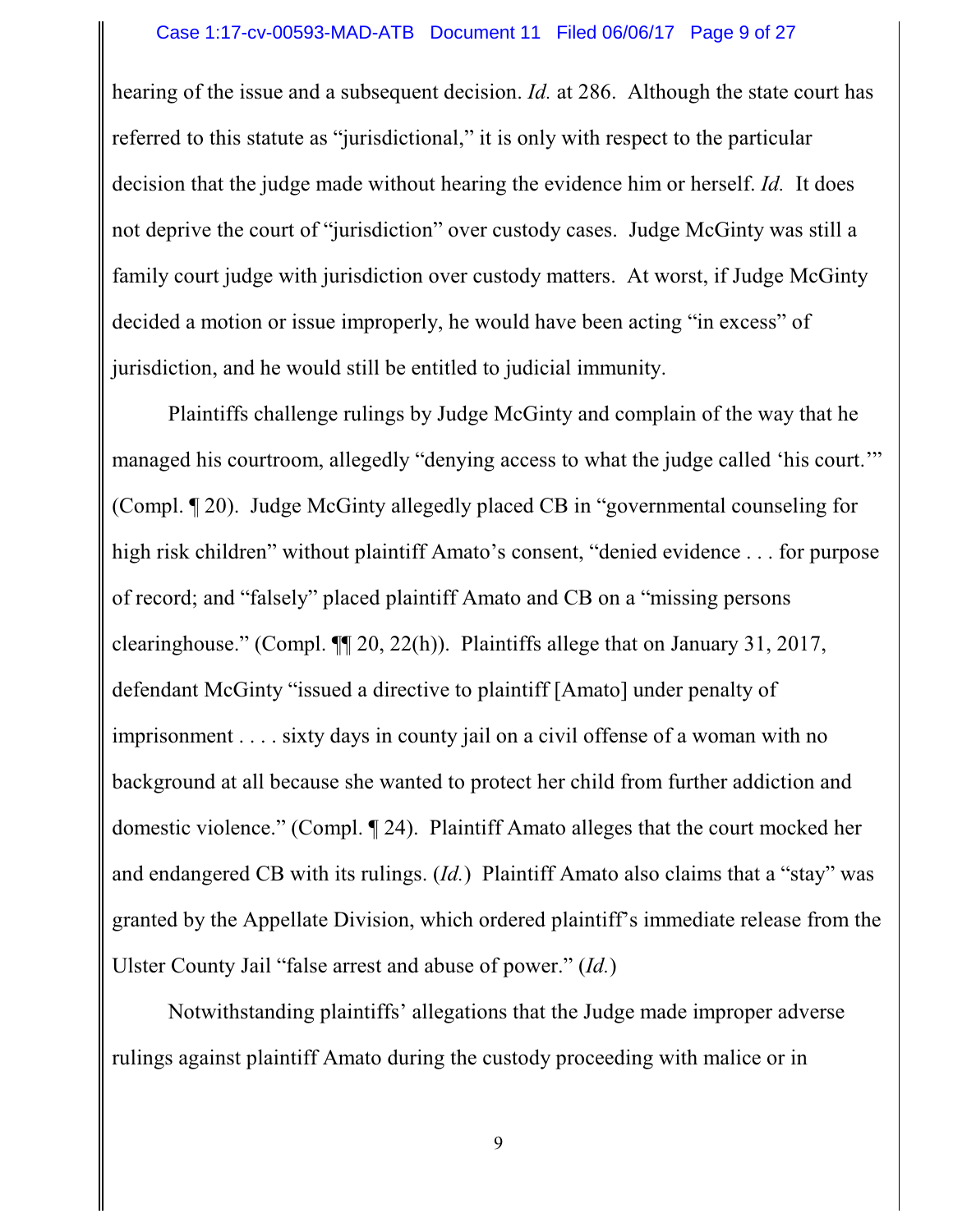hearing of the issue and a subsequent decision. *Id.* at 286. Although the state court has referred to this statute as "jurisdictional," it is only with respect to the particular decision that the judge made without hearing the evidence him or herself. *Id.* It does not deprive the court of "jurisdiction" over custody cases. Judge McGinty was still a family court judge with jurisdiction over custody matters. At worst, if Judge McGinty decided a motion or issue improperly, he would have been acting "in excess" of jurisdiction, and he would still be entitled to judicial immunity.

Plaintiffs challenge rulings by Judge McGinty and complain of the way that he managed his courtroom, allegedly "denying access to what the judge called 'his court.'" (Compl. ¶ 20). Judge McGinty allegedly placed CB in "governmental counseling for high risk children" without plaintiff Amato's consent, "denied evidence . . . for purpose of record; and "falsely" placed plaintiff Amato and CB on a "missing persons clearinghouse." (Compl. ¶¶ 20, 22(h)). Plaintiffs allege that on January 31, 2017, defendant McGinty "issued a directive to plaintiff [Amato] under penalty of imprisonment . . . . sixty days in county jail on a civil offense of a woman with no background at all because she wanted to protect her child from further addiction and domestic violence." (Compl. ¶ 24). Plaintiff Amato alleges that the court mocked her and endangered CB with its rulings. (*Id.*) Plaintiff Amato also claims that a "stay" was granted by the Appellate Division, which ordered plaintiff's immediate release from the Ulster County Jail "false arrest and abuse of power." (*Id.*)

Notwithstanding plaintiffs' allegations that the Judge made improper adverse rulings against plaintiff Amato during the custody proceeding with malice or in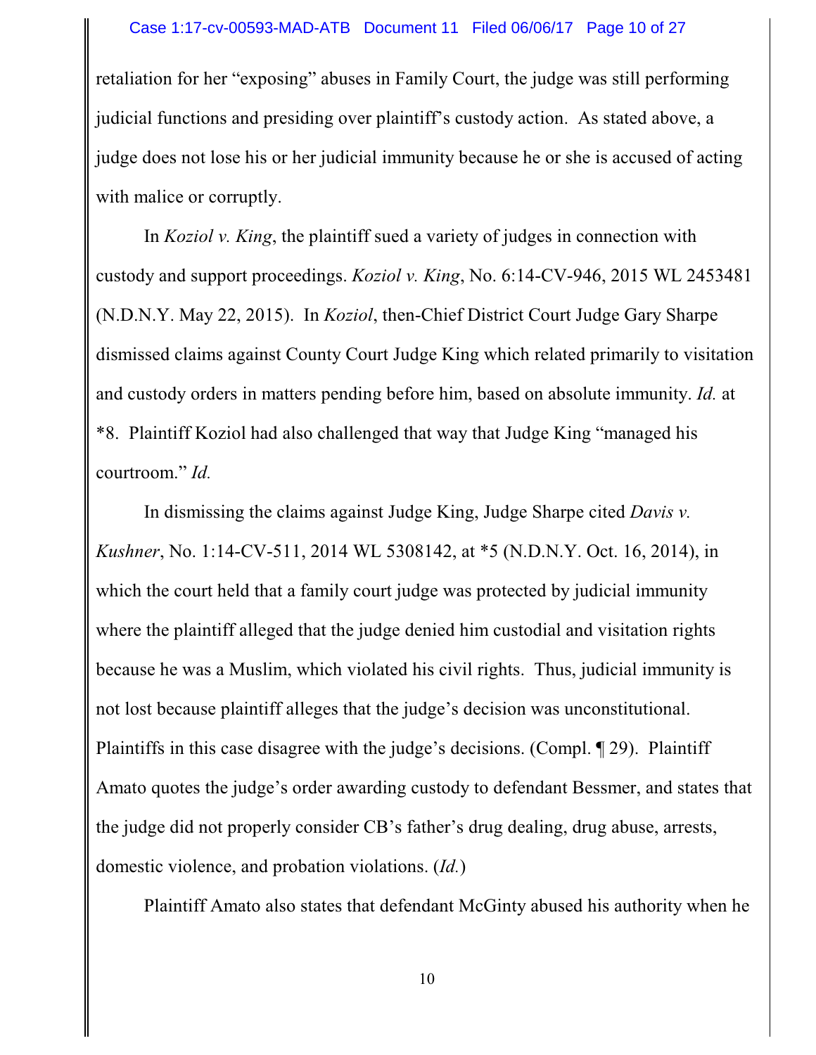retaliation for her "exposing" abuses in Family Court, the judge was still performing judicial functions and presiding over plaintiff's custody action. As stated above, a judge does not lose his or her judicial immunity because he or she is accused of acting with malice or corruptly.

In *Koziol v. King*, the plaintiff sued a variety of judges in connection with custody and support proceedings. *Koziol v. King*, No. 6:14-CV-946, 2015 WL 2453481 (N.D.N.Y. May 22, 2015). In *Koziol*, then-Chief District Court Judge Gary Sharpe dismissed claims against County Court Judge King which related primarily to visitation and custody orders in matters pending before him, based on absolute immunity. *Id.* at *8. Plaintiff Koziol had also challenged that way that Judge King "managed his courtroom." *Id.*

In dismissing the claims against Judge King, Judge Sharpe cited *Davis v. Kushner*, No. 1:14-CV-511, 2014 WL 5308142, at *5 (N.D.N.Y. Oct. 16, 2014), in which the court held that a family court judge was protected by judicial immunity where the plaintiff alleged that the judge denied him custodial and visitation rights because he was a Muslim, which violated his civil rights. Thus, judicial immunity is not lost because plaintiff alleges that the judge's decision was unconstitutional. Plaintiffs in this case disagree with the judge's decisions. (Compl. ¶ 29). Plaintiff Amato quotes the judge's order awarding custody to defendant Bessmer, and states that the judge did not properly consider CB's father's drug dealing, drug abuse, arrests, domestic violence, and probation violations. (*Id.*)

Plaintiff Amato also states that defendant McGinty abused his authority when he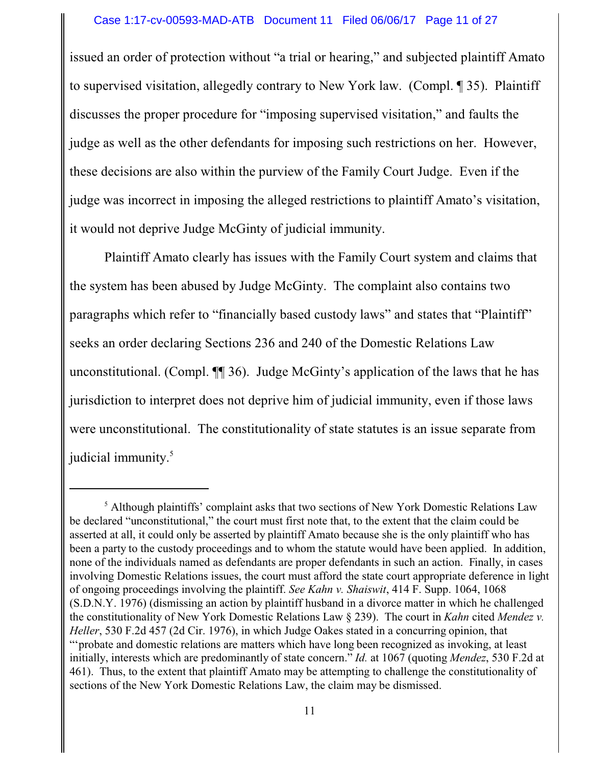issued an order of protection without "a trial or hearing," and subjected plaintiff Amato to supervised visitation, allegedly contrary to New York law. (Compl. ¶ 35). Plaintiff discusses the proper procedure for "imposing supervised visitation," and faults the judge as well as the other defendants for imposing such restrictions on her. However, these decisions are also within the purview of the Family Court Judge. Even if the judge was incorrect in imposing the alleged restrictions to plaintiff Amato's visitation, it would not deprive Judge McGinty of judicial immunity.

Plaintiff Amato clearly has issues with the Family Court system and claims that the system has been abused by Judge McGinty. The complaint also contains two paragraphs which refer to "financially based custody laws" and states that "Plaintiff" seeks an order declaring Sections 236 and 240 of the Domestic Relations Law unconstitutional. (Compl. ¶¶ 36). Judge McGinty's application of the laws that he has jurisdiction to interpret does not deprive him of judicial immunity, even if those laws were unconstitutional. The constitutionality of state statutes is an issue separate from judicial immunity.[5]

---

[5] Although plaintiffs' complaint asks that two sections of New York Domestic Relations Law be declared "unconstitutional," the court must first note that, to the extent that the claim could be asserted at all, it could only be asserted by plaintiff Amato because she is the only plaintiff who has been a party to the custody proceedings and to whom the statute would have been applied. In addition, none of the individuals named as defendants are proper defendants in such an action. Finally, in cases involving Domestic Relations issues, the court must afford the state court appropriate deference in light of ongoing proceedings involving the plaintiff. *See Kahn v. Shaiswit*, 414 F. Supp. 1064, 1068 (S.D.N.Y. 1976) (dismissing an action by plaintiff husband in a divorce matter in which he challenged the constitutionality of New York Domestic Relations Law § 239). The court in *Kahn* cited *Mendez v. Heller*, 530 F.2d 457 (2d Cir. 1976), in which Judge Oakes stated in a concurring opinion, that "'probate and domestic relations are matters which have long been recognized as invoking, at least initially, interests which are predominantly of state concern." *Id.* at 1067 (quoting *Mendez*, 530 F.2d at 461). Thus, to the extent that plaintiff Amato may be attempting to challenge the constitutionality of sections of the New York Domestic Relations Law, the claim may be dismissed.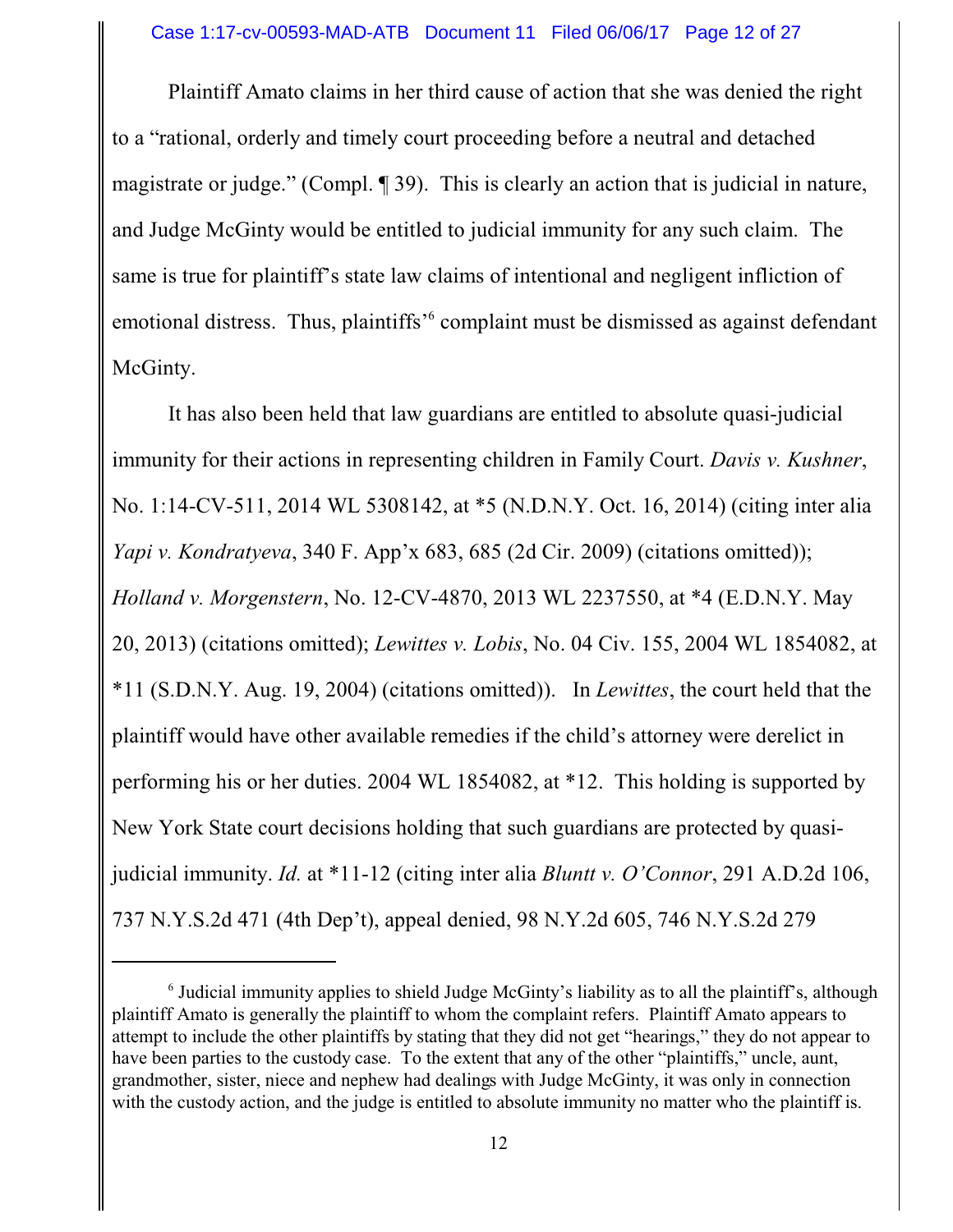Plaintiff Amato claims in her third cause of action that she was denied the right to a "rational, orderly and timely court proceeding before a neutral and detached magistrate or judge." (Compl. ¶ 39). This is clearly an action that is judicial in nature, and Judge McGinty would be entitled to judicial immunity for any such claim. The same is true for plaintiff's state law claims of intentional and negligent infliction of emotional distress. Thus, plaintiffs'[6] complaint must be dismissed as against defendant McGinty.

It has also been held that law guardians are entitled to absolute quasi-judicial immunity for their actions in representing children in Family Court. *Davis v. Kushner*, No. 1:14-CV-511, 2014 WL 5308142, at *5 (N.D.N.Y. Oct. 16, 2014) (citing inter alia *Yapi v. Kondratyeva*, 340 F. App'x 683, 685 (2d Cir. 2009) (citations omitted)); *Holland v. Morgenstern*, No. 12-CV-4870, 2013 WL 2237550, at *4 (E.D.N.Y. May 20, 2013) (citations omitted); *Lewittes v. Lobis*, No. 04 Civ. 155, 2004 WL 1854082, at *11 (S.D.N.Y. Aug. 19, 2004) (citations omitted)). In *Lewittes*, the court held that the plaintiff would have other available remedies if the child's attorney were derelict in performing his or her duties. 2004 WL 1854082, at *12. This holding is supported by New York State court decisions holding that such guardians are protected by quasi-judicial immunity. *Id.* at *11-12 (citing inter alia *Bluntt v. O'Connor*, 291 A.D.2d 106, 737 N.Y.S.2d 471 (4th Dep't), appeal denied, 98 N.Y.2d 605, 746 N.Y.S.2d 279

---

[6] Judicial immunity applies to shield Judge McGinty's liability as to all the plaintiff's, although plaintiff Amato is generally the plaintiff to whom the complaint refers. Plaintiff Amato appears to attempt to include the other plaintiffs by stating that they did not get "hearings," they do not appear to have been parties to the custody case. To the extent that any of the other "plaintiffs," uncle, aunt, grandmother, sister, niece and nephew had dealings with Judge McGinty, it was only in connection with the custody action, and the judge is entitled to absolute immunity no matter who the plaintiff is.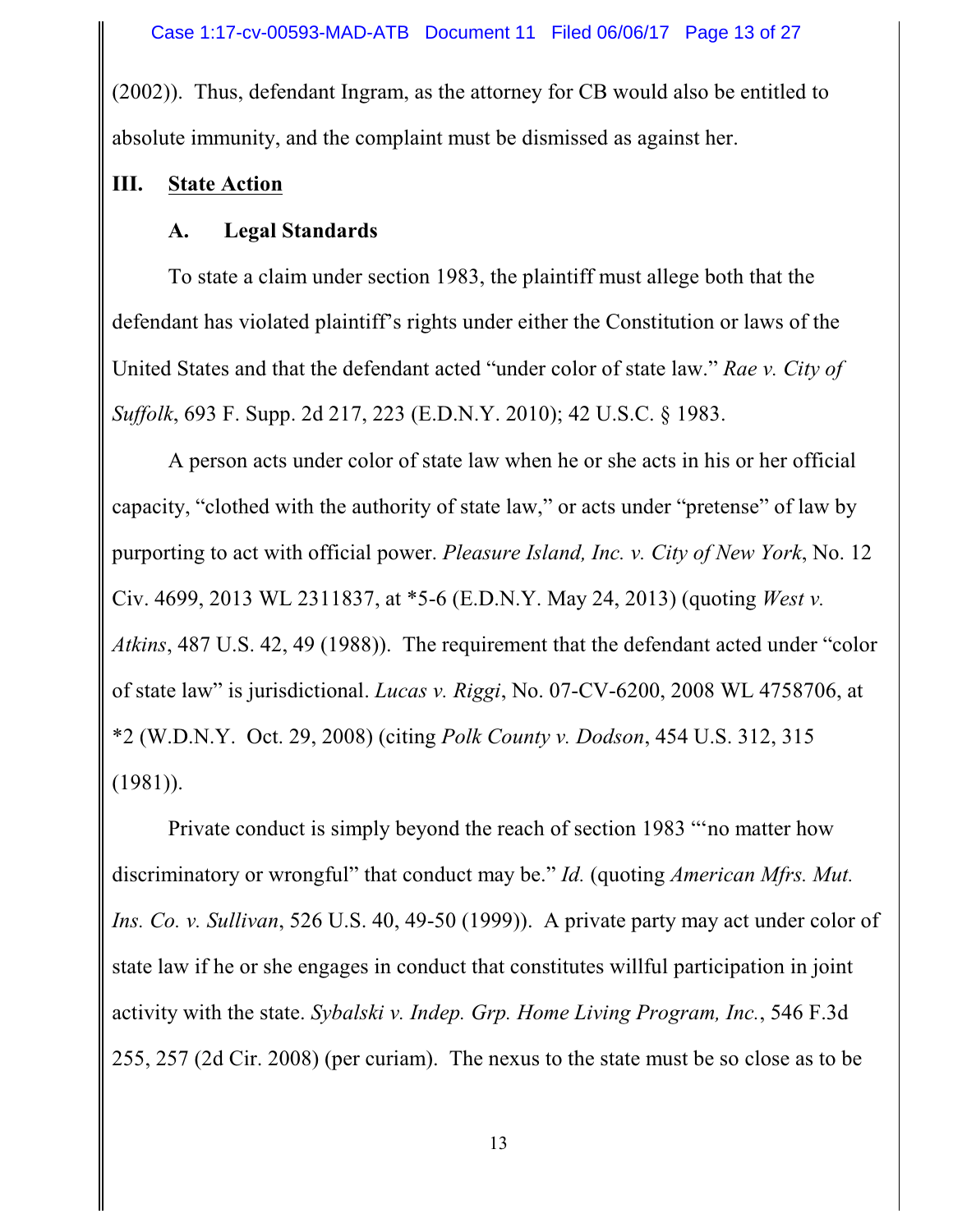(2002)). Thus, defendant Ingram, as the attorney for CB would also be entitled to absolute immunity, and the complaint must be dismissed as against her.

## III. State Action

### A. Legal Standards

To state a claim under section 1983, the plaintiff must allege both that the defendant has violated plaintiff's rights under either the Constitution or laws of the United States and that the defendant acted "under color of state law." *Rae v. City of Suffolk*, 693 F. Supp. 2d 217, 223 (E.D.N.Y. 2010); 42 U.S.C. § 1983.

A person acts under color of state law when he or she acts in his or her official capacity, "clothed with the authority of state law," or acts under "pretense" of law by purporting to act with official power. *Pleasure Island, Inc. v. City of New York*, No. 12 Civ. 4699, 2013 WL 2311837, at *5-6 (E.D.N.Y. May 24, 2013) (quoting *West v. Atkins*, 487 U.S. 42, 49 (1988)). The requirement that the defendant acted under "color of state law" is jurisdictional. *Lucas v. Riggi*, No. 07-CV-6200, 2008 WL 4758706, at *2 (W.D.N.Y. Oct. 29, 2008) (citing *Polk County v. Dodson*, 454 U.S. 312, 315 (1981)).

Private conduct is simply beyond the reach of section 1983 "'no matter how discriminatory or wrongful" that conduct may be." *Id.* (quoting *American Mfrs. Mut. Ins. Co. v. Sullivan*, 526 U.S. 40, 49-50 (1999)). A private party may act under color of state law if he or she engages in conduct that constitutes willful participation in joint activity with the state. *Sybalski v. Indep. Grp. Home Living Program, Inc.*, 546 F.3d 255, 257 (2d Cir. 2008) (per curiam). The nexus to the state must be so close as to be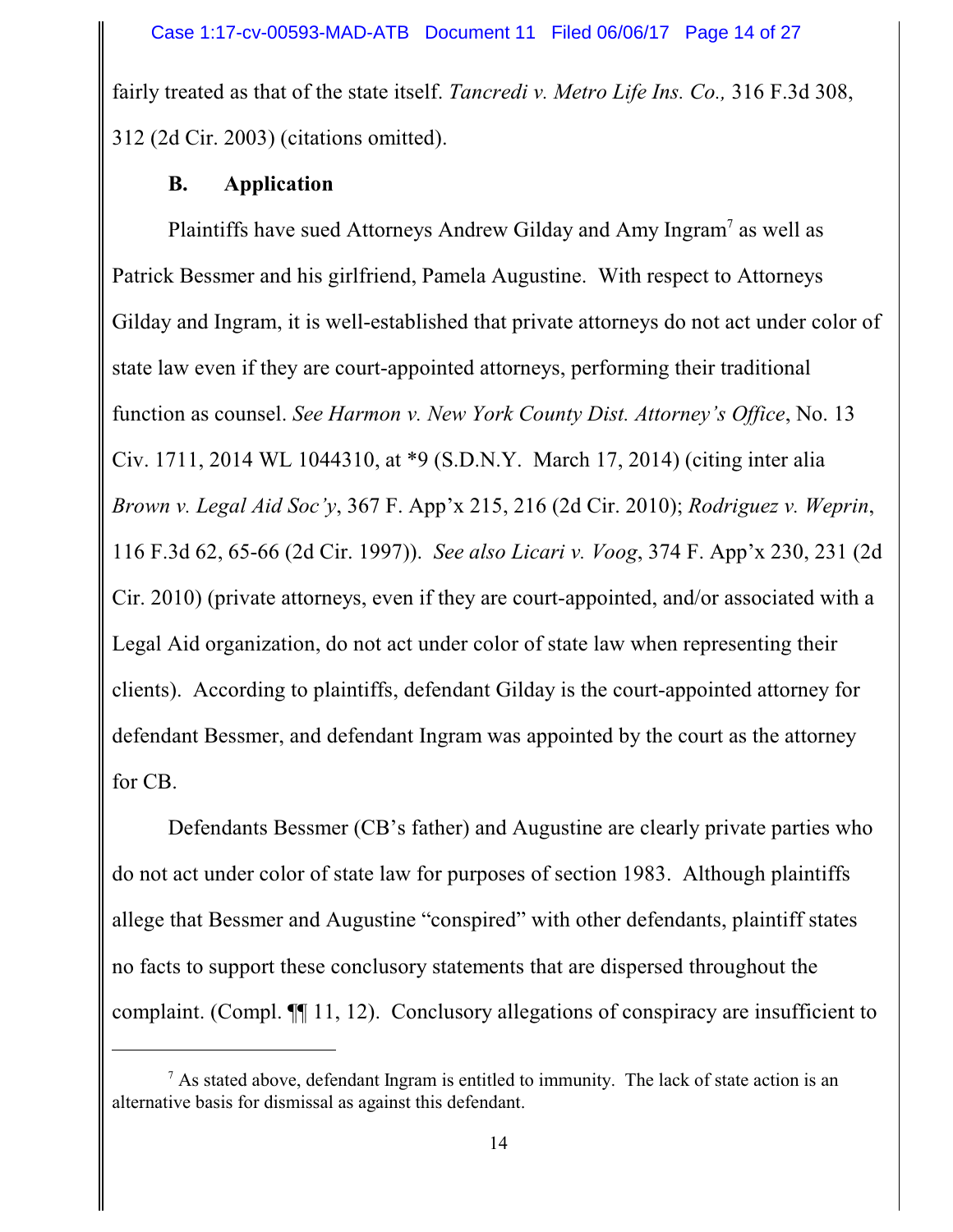fairly treated as that of the state itself. *Tancredi v. Metro Life Ins. Co.,* 316 F.3d 308, 312 (2d Cir. 2003) (citations omitted).

### B. Application

Plaintiffs have sued Attorneys Andrew Gilday and Amy Ingram[7] as well as Patrick Bessmer and his girlfriend, Pamela Augustine. With respect to Attorneys Gilday and Ingram, it is well-established that private attorneys do not act under color of state law even if they are court-appointed attorneys, performing their traditional function as counsel. *See Harmon v. New York County Dist. Attorney's Office*, No. 13 Civ. 1711, 2014 WL 1044310, at *9 (S.D.N.Y. March 17, 2014) (citing inter alia *Brown v. Legal Aid Soc'y*, 367 F. App'x 215, 216 (2d Cir. 2010); *Rodriguez v. Weprin*, 116 F.3d 62, 65-66 (2d Cir. 1997)). *See also Licari v. Voog*, 374 F. App'x 230, 231 (2d Cir. 2010) (private attorneys, even if they are court-appointed, and/or associated with a Legal Aid organization, do not act under color of state law when representing their clients). According to plaintiffs, defendant Gilday is the court-appointed attorney for defendant Bessmer, and defendant Ingram was appointed by the court as the attorney for CB.

Defendants Bessmer (CB's father) and Augustine are clearly private parties who do not act under color of state law for purposes of section 1983. Although plaintiffs allege that Bessmer and Augustine "conspired" with other defendants, plaintiff states no facts to support these conclusory statements that are dispersed throughout the complaint. (Compl. ¶¶ 11, 12). Conclusory allegations of conspiracy are insufficient to

[7] As stated above, defendant Ingram is entitled to immunity. The lack of state action is an alternative basis for dismissal as against this defendant.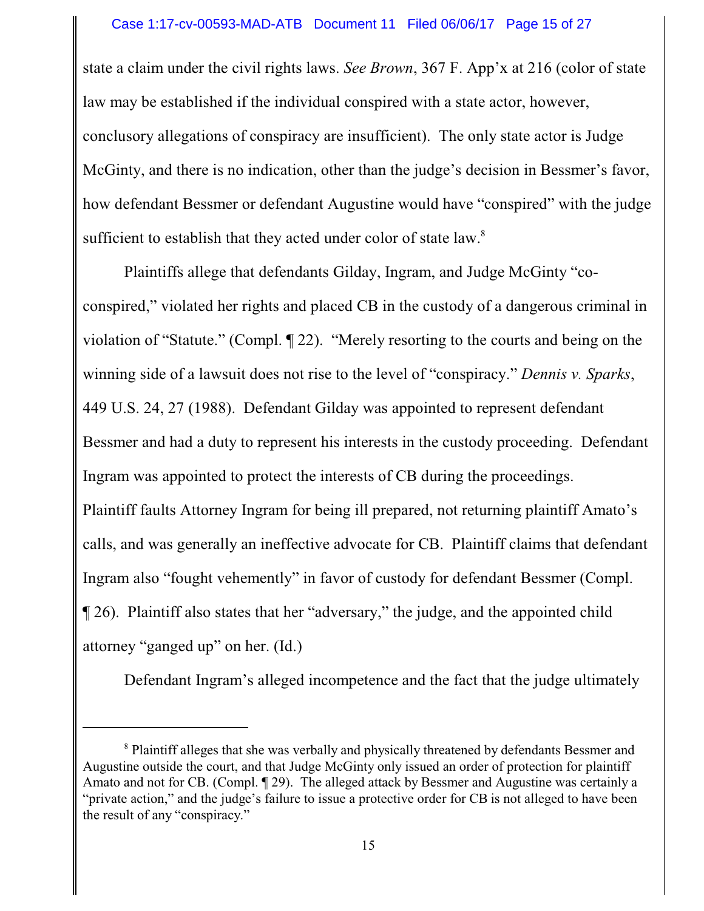state a claim under the civil rights laws. *See Brown*, 367 F. App'x at 216 (color of state law may be established if the individual conspired with a state actor, however, conclusory allegations of conspiracy are insufficient). The only state actor is Judge McGinty, and there is no indication, other than the judge's decision in Bessmer's favor, how defendant Bessmer or defendant Augustine would have "conspired" with the judge sufficient to establish that they acted under color of state law.[8]

Plaintiffs allege that defendants Gilday, Ingram, and Judge McGinty "co-conspired," violated her rights and placed CB in the custody of a dangerous criminal in violation of "Statute." (Compl. ¶ 22). "Merely resorting to the courts and being on the winning side of a lawsuit does not rise to the level of "conspiracy." *Dennis v. Sparks*, 449 U.S. 24, 27 (1988). Defendant Gilday was appointed to represent defendant Bessmer and had a duty to represent his interests in the custody proceeding. Defendant Ingram was appointed to protect the interests of CB during the proceedings. Plaintiff faults Attorney Ingram for being ill prepared, not returning plaintiff Amato's calls, and was generally an ineffective advocate for CB. Plaintiff claims that defendant Ingram also "fought vehemently" in favor of custody for defendant Bessmer (Compl. ¶ 26). Plaintiff also states that her "adversary," the judge, and the appointed child attorney "ganged up" on her. (Id.)

Defendant Ingram's alleged incompetence and the fact that the judge ultimately

---

[8] Plaintiff alleges that she was verbally and physically threatened by defendants Bessmer and Augustine outside the court, and that Judge McGinty only issued an order of protection for plaintiff Amato and not for CB. (Compl. ¶ 29). The alleged attack by Bessmer and Augustine was certainly a "private action," and the judge's failure to issue a protective order for CB is not alleged to have been the result of any "conspiracy."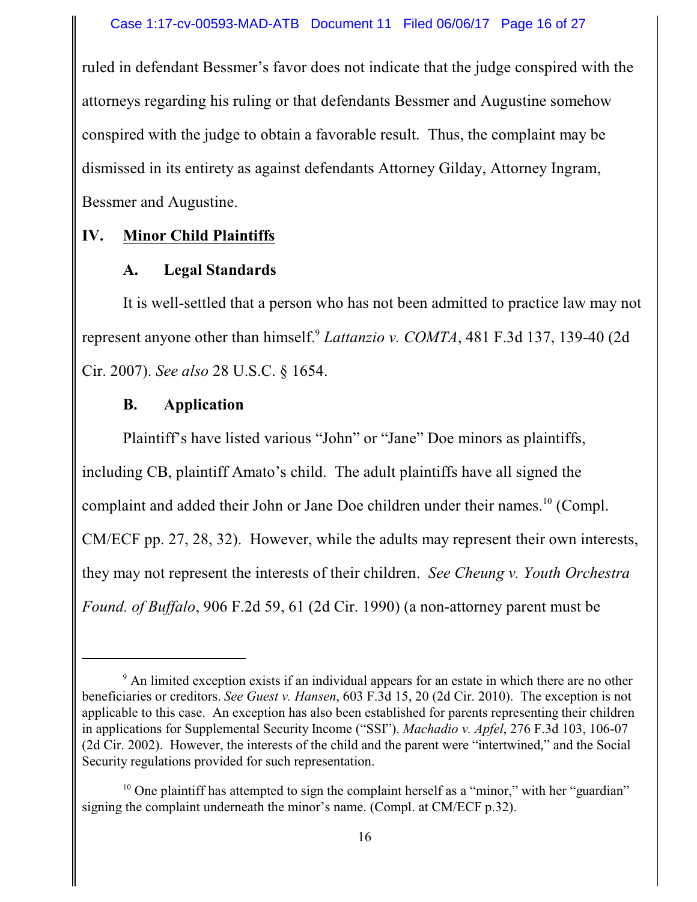ruled in defendant Bessmer's favor does not indicate that the judge conspired with the attorneys regarding his ruling or that defendants Bessmer and Augustine somehow conspired with the judge to obtain a favorable result. Thus, the complaint may be dismissed in its entirety as against defendants Attorney Gilday, Attorney Ingram, Bessmer and Augustine.

## IV. Minor Child Plaintiffs

### A. Legal Standards

It is well-settled that a person who has not been admitted to practice law may not represent anyone other than himself.[9] *Lattanzio v. COMTA*, 481 F.3d 137, 139-40 (2d Cir. 2007). *See also* 28 U.S.C. § 1654.

### B. Application

Plaintiff's have listed various "John" or "Jane" Doe minors as plaintiffs, including CB, plaintiff Amato's child. The adult plaintiffs have all signed the complaint and added their John or Jane Doe children under their names.[10] (Compl. CM/ECF pp. 27, 28, 32). However, while the adults may represent their own interests, they may not represent the interests of their children. *See Cheung v. Youth Orchestra Found. of Buffalo*, 906 F.2d 59, 61 (2d Cir. 1990) (a non-attorney parent must be

---

[9] An limited exception exists if an individual appears for an estate in which there are no other beneficiaries or creditors. *See Guest v. Hansen*, 603 F.3d 15, 20 (2d Cir. 2010). The exception is not applicable to this case. An exception has also been established for parents representing their children in applications for Supplemental Security Income ("SSI"). *Machadio v. Apfel*, 276 F.3d 103, 106-07 (2d Cir. 2002). However, the interests of the child and the parent were "intertwined," and the Social Security regulations provided for such representation.

[10] One plaintiff has attempted to sign the complaint herself as a "minor," with her "guardian" signing the complaint underneath the minor's name. (Compl. at CM/ECF p.32).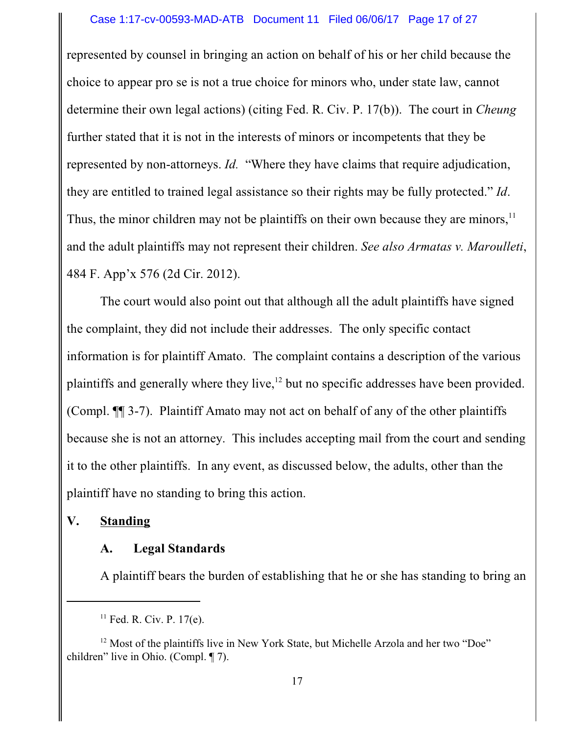represented by counsel in bringing an action on behalf of his or her child because the choice to appear pro se is not a true choice for minors who, under state law, cannot determine their own legal actions) (citing Fed. R. Civ. P. 17(b)). The court in *Cheung* further stated that it is not in the interests of minors or incompetents that they be represented by non-attorneys. *Id.* "Where they have claims that require adjudication, they are entitled to trained legal assistance so their rights may be fully protected." *Id*. Thus, the minor children may not be plaintiffs on their own because they are minors,[11] and the adult plaintiffs may not represent their children. *See also Armatas v. Maroulleti*, 484 F. App'x 576 (2d Cir. 2012).

The court would also point out that although all the adult plaintiffs have signed the complaint, they did not include their addresses. The only specific contact information is for plaintiff Amato. The complaint contains a description of the various plaintiffs and generally where they live,[12] but no specific addresses have been provided. (Compl. ¶¶ 3-7). Plaintiff Amato may not act on behalf of any of the other plaintiffs because she is not an attorney. This includes accepting mail from the court and sending it to the other plaintiffs. In any event, as discussed below, the adults, other than the plaintiff have no standing to bring this action.

## V. Standing

### A. Legal Standards

A plaintiff bears the burden of establishing that he or she has standing to bring an

---

[11] Fed. R. Civ. P. 17(e).

[12] Most of the plaintiffs live in New York State, but Michelle Arzola and her two "Doe" children" live in Ohio. (Compl. ¶ 7).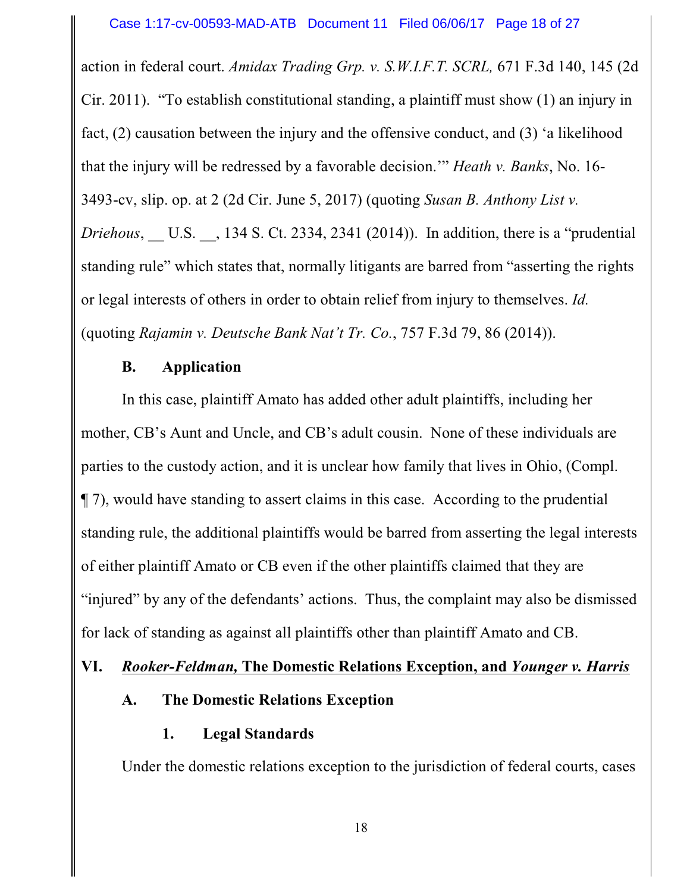action in federal court. *Amidax Trading Grp. v. S.W.I.F.T. SCRL,* 671 F.3d 140, 145 (2d Cir. 2011). "To establish constitutional standing, a plaintiff must show (1) an injury in fact, (2) causation between the injury and the offensive conduct, and (3) 'a likelihood that the injury will be redressed by a favorable decision.'" *Heath v. Banks*, No. 16-3493-cv, slip. op. at 2 (2d Cir. June 5, 2017) (quoting *Susan B. Anthony List v. Driehous*, __ U.S. __, 134 S. Ct. 2334, 2341 (2014)). In addition, there is a "prudential standing rule" which states that, normally litigants are barred from "asserting the rights or legal interests of others in order to obtain relief from injury to themselves. *Id.* (quoting *Rajamin v. Deutsche Bank Nat't Tr. Co.*, 757 F.3d 79, 86 (2014)).

### B. Application

In this case, plaintiff Amato has added other adult plaintiffs, including her mother, CB's Aunt and Uncle, and CB's adult cousin. None of these individuals are parties to the custody action, and it is unclear how family that lives in Ohio, (Compl. ¶ 7), would have standing to assert claims in this case. According to the prudential standing rule, the additional plaintiffs would be barred from asserting the legal interests of either plaintiff Amato or CB even if the other plaintiffs claimed that they are "injured" by any of the defendants' actions. Thus, the complaint may also be dismissed for lack of standing as against all plaintiffs other than plaintiff Amato and CB.

## VI. *Rooker-Feldman,* The Domestic Relations Exception, and *Younger v. Harris*

### A. The Domestic Relations Exception

#### 1. Legal Standards

Under the domestic relations exception to the jurisdiction of federal courts, cases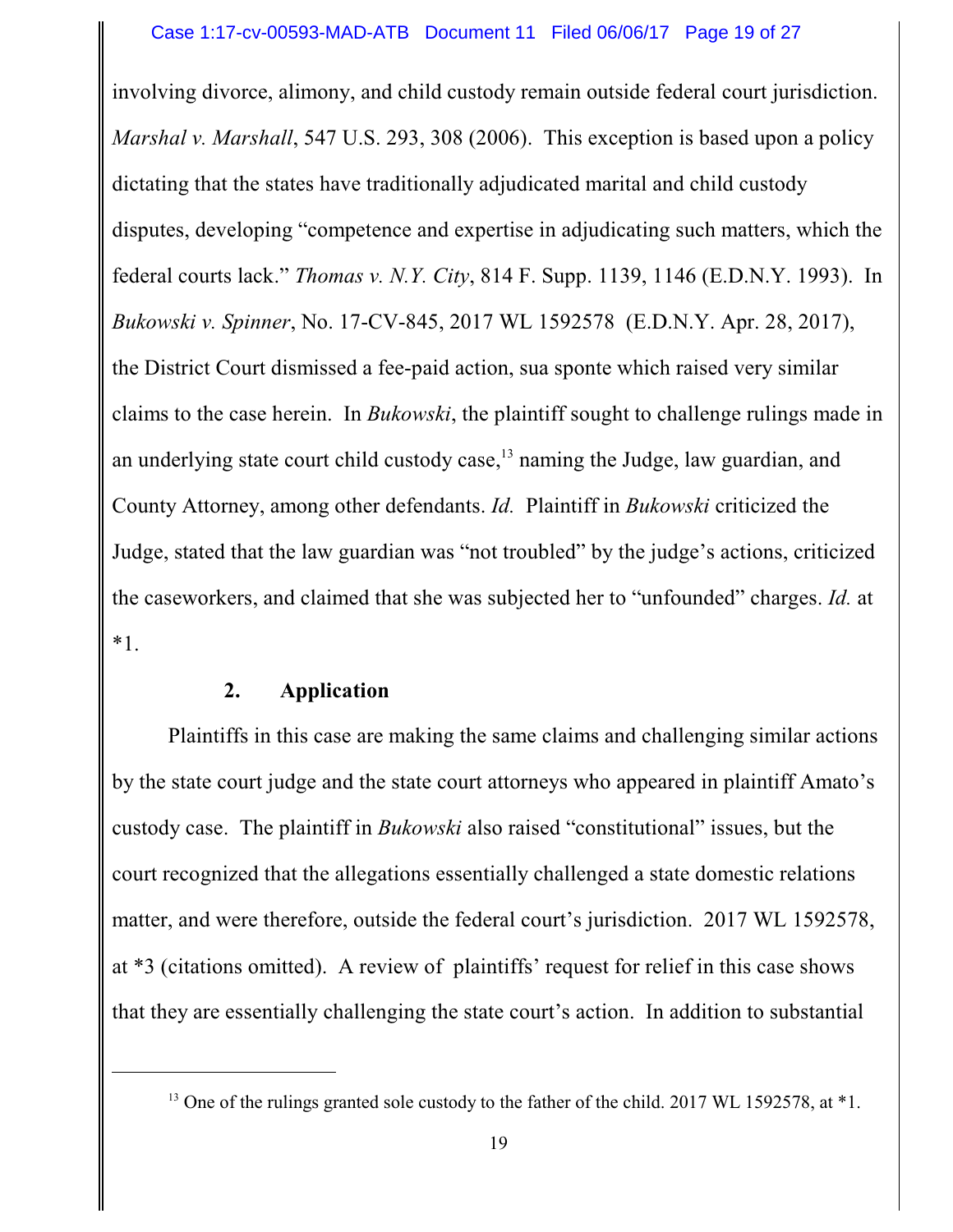involving divorce, alimony, and child custody remain outside federal court jurisdiction. *Marshal v. Marshall*, 547 U.S. 293, 308 (2006). This exception is based upon a policy dictating that the states have traditionally adjudicated marital and child custody disputes, developing "competence and expertise in adjudicating such matters, which the federal courts lack." *Thomas v. N.Y. City*, 814 F. Supp. 1139, 1146 (E.D.N.Y. 1993). In *Bukowski v. Spinner*, No. 17-CV-845, 2017 WL 1592578 (E.D.N.Y. Apr. 28, 2017), the District Court dismissed a fee-paid action, sua sponte which raised very similar claims to the case herein. In *Bukowski*, the plaintiff sought to challenge rulings made in an underlying state court child custody case,[13] naming the Judge, law guardian, and County Attorney, among other defendants. *Id.* Plaintiff in *Bukowski* criticized the Judge, stated that the law guardian was "not troubled" by the judge's actions, criticized the caseworkers, and claimed that she was subjected her to "unfounded" charges. *Id.* at *1.

**2. Application**

Plaintiffs in this case are making the same claims and challenging similar actions by the state court judge and the state court attorneys who appeared in plaintiff Amato's custody case. The plaintiff in *Bukowski* also raised "constitutional" issues, but the court recognized that the allegations essentially challenged a state domestic relations matter, and were therefore, outside the federal court's jurisdiction. 2017 WL 1592578, at *3 (citations omitted). A review of plaintiffs' request for relief in this case shows that they are essentially challenging the state court's action. In addition to substantial

---

[13] One of the rulings granted sole custody to the father of the child. 2017 WL 1592578, at *1.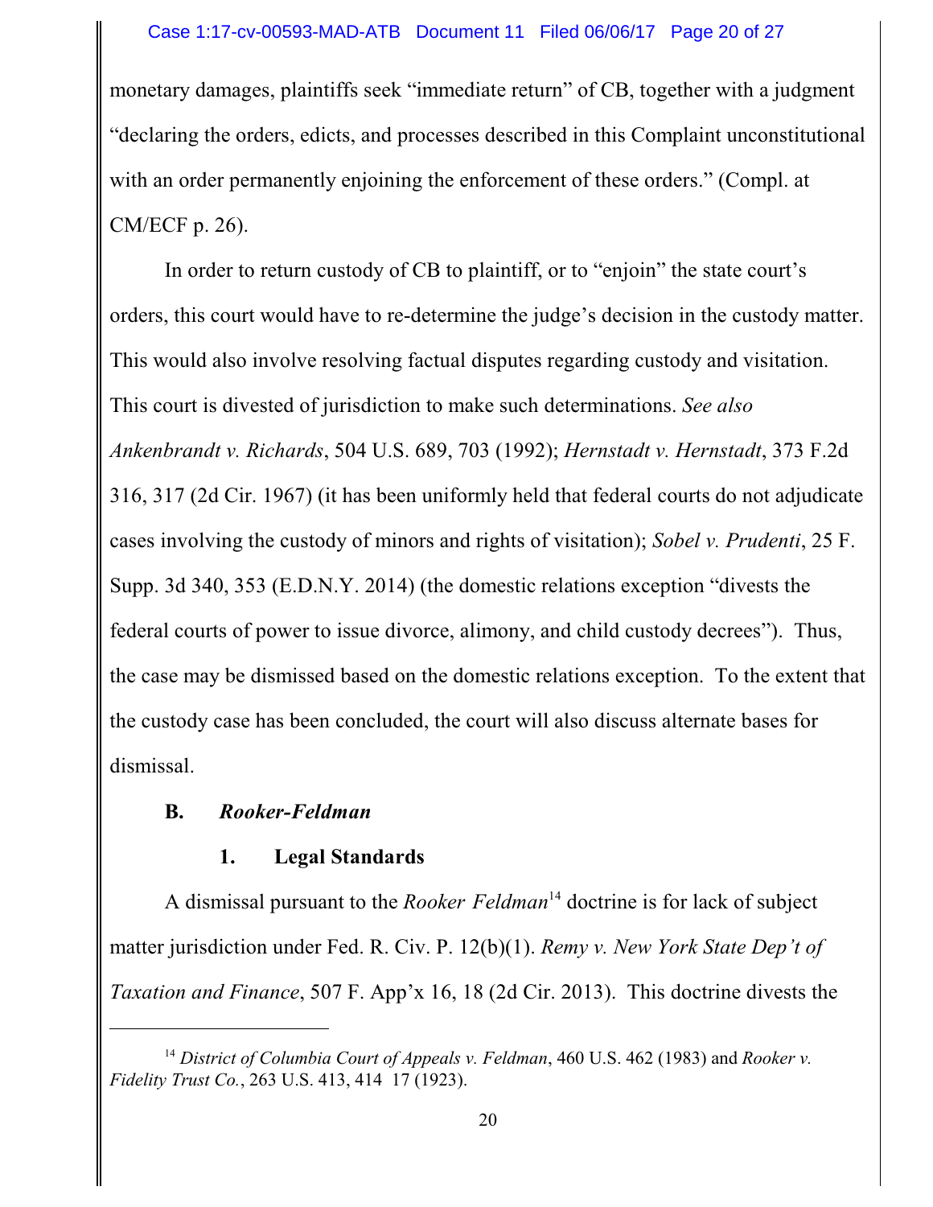monetary damages, plaintiffs seek "immediate return" of CB, together with a judgment "declaring the orders, edicts, and processes described in this Complaint unconstitutional with an order permanently enjoining the enforcement of these orders." (Compl. at CM/ECF p. 26).

In order to return custody of CB to plaintiff, or to "enjoin" the state court's orders, this court would have to re-determine the judge's decision in the custody matter. This would also involve resolving factual disputes regarding custody and visitation. This court is divested of jurisdiction to make such determinations. *See also Ankenbrandt v. Richards*, 504 U.S. 689, 703 (1992); *Hernstadt v. Hernstadt*, 373 F.2d 316, 317 (2d Cir. 1967) (it has been uniformly held that federal courts do not adjudicate cases involving the custody of minors and rights of visitation); *Sobel v. Prudenti*, 25 F. Supp. 3d 340, 353 (E.D.N.Y. 2014) (the domestic relations exception "divests the federal courts of power to issue divorce, alimony, and child custody decrees"). Thus, the case may be dismissed based on the domestic relations exception. To the extent that the custody case has been concluded, the court will also discuss alternate bases for dismissal.

### B. *Rooker-Feldman*

#### 1. Legal Standards

A dismissal pursuant to the *Rooker Feldman*[14] doctrine is for lack of subject matter jurisdiction under Fed. R. Civ. P. 12(b)(1). *Remy v. New York State Dep't of Taxation and Finance*, 507 F. App'x 16, 18 (2d Cir. 2013). This doctrine divests the

---

[14] *District of Columbia Court of Appeals v. Feldman*, 460 U.S. 462 (1983) and *Rooker v. Fidelity Trust Co.*, 263 U.S. 413, 414 17 (1923).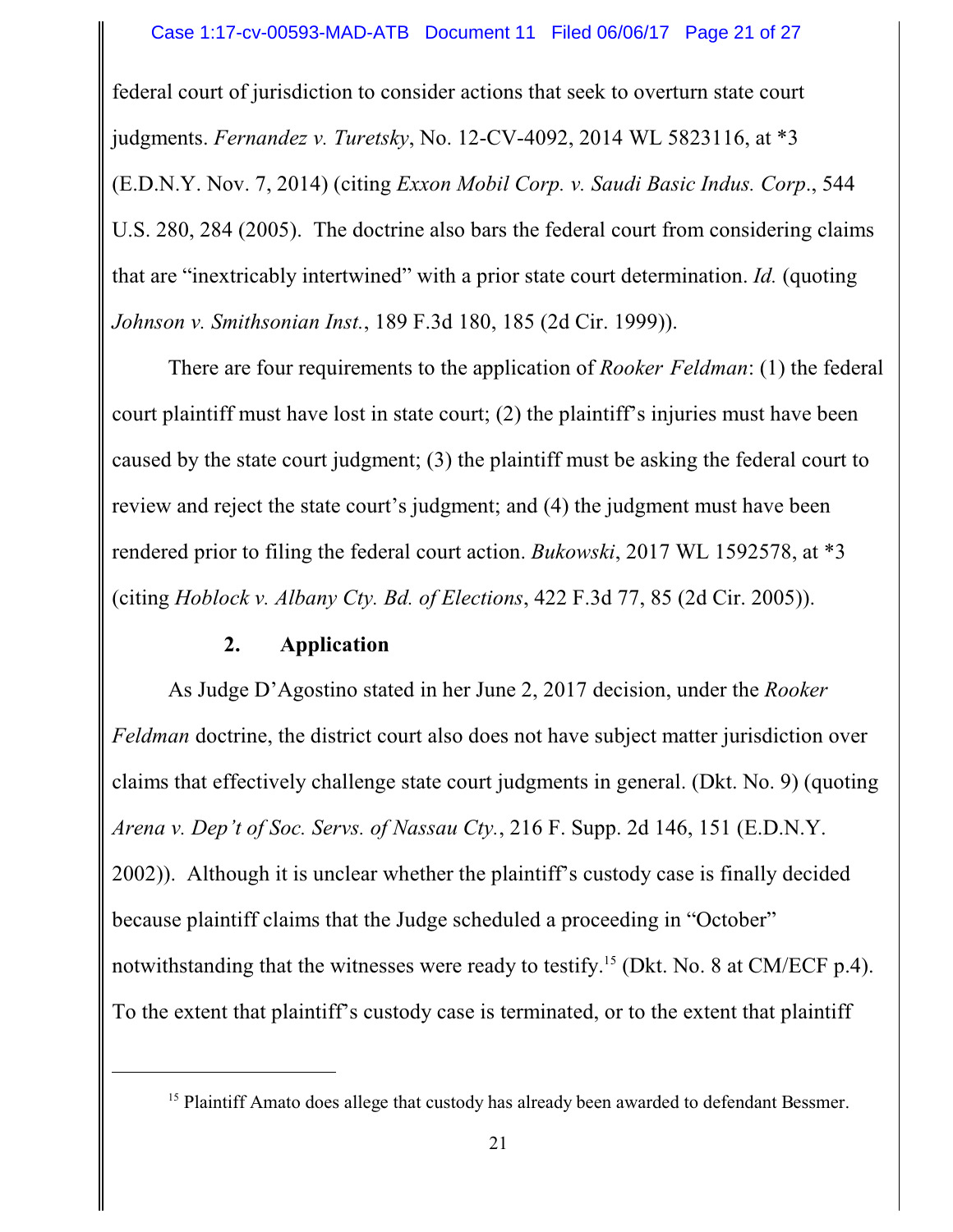federal court of jurisdiction to consider actions that seek to overturn state court judgments. *Fernandez v. Turetsky*, No. 12-CV-4092, 2014 WL 5823116, at *3 (E.D.N.Y. Nov. 7, 2014) (citing *Exxon Mobil Corp. v. Saudi Basic Indus. Corp*., 544 U.S. 280, 284 (2005). The doctrine also bars the federal court from considering claims that are "inextricably intertwined" with a prior state court determination. *Id.* (quoting *Johnson v. Smithsonian Inst.*, 189 F.3d 180, 185 (2d Cir. 1999)).

There are four requirements to the application of *Rooker Feldman*: (1) the federal court plaintiff must have lost in state court; (2) the plaintiff's injuries must have been caused by the state court judgment; (3) the plaintiff must be asking the federal court to review and reject the state court's judgment; and (4) the judgment must have been rendered prior to filing the federal court action. *Bukowski*, 2017 WL 1592578, at *3 (citing *Hoblock v. Albany Cty. Bd. of Elections*, 422 F.3d 77, 85 (2d Cir. 2005)).

### 2. Application

As Judge D'Agostino stated in her June 2, 2017 decision, under the *Rooker Feldman* doctrine, the district court also does not have subject matter jurisdiction over claims that effectively challenge state court judgments in general. (Dkt. No. 9) (quoting *Arena v. Dep't of Soc. Servs. of Nassau Cty.*, 216 F. Supp. 2d 146, 151 (E.D.N.Y. 2002)). Although it is unclear whether the plaintiff's custody case is finally decided because plaintiff claims that the Judge scheduled a proceeding in "October" notwithstanding that the witnesses were ready to testify.[15] (Dkt. No. 8 at CM/ECF p.4). To the extent that plaintiff's custody case is terminated, or to the extent that plaintiff

[15] Plaintiff Amato does allege that custody has already been awarded to defendant Bessmer.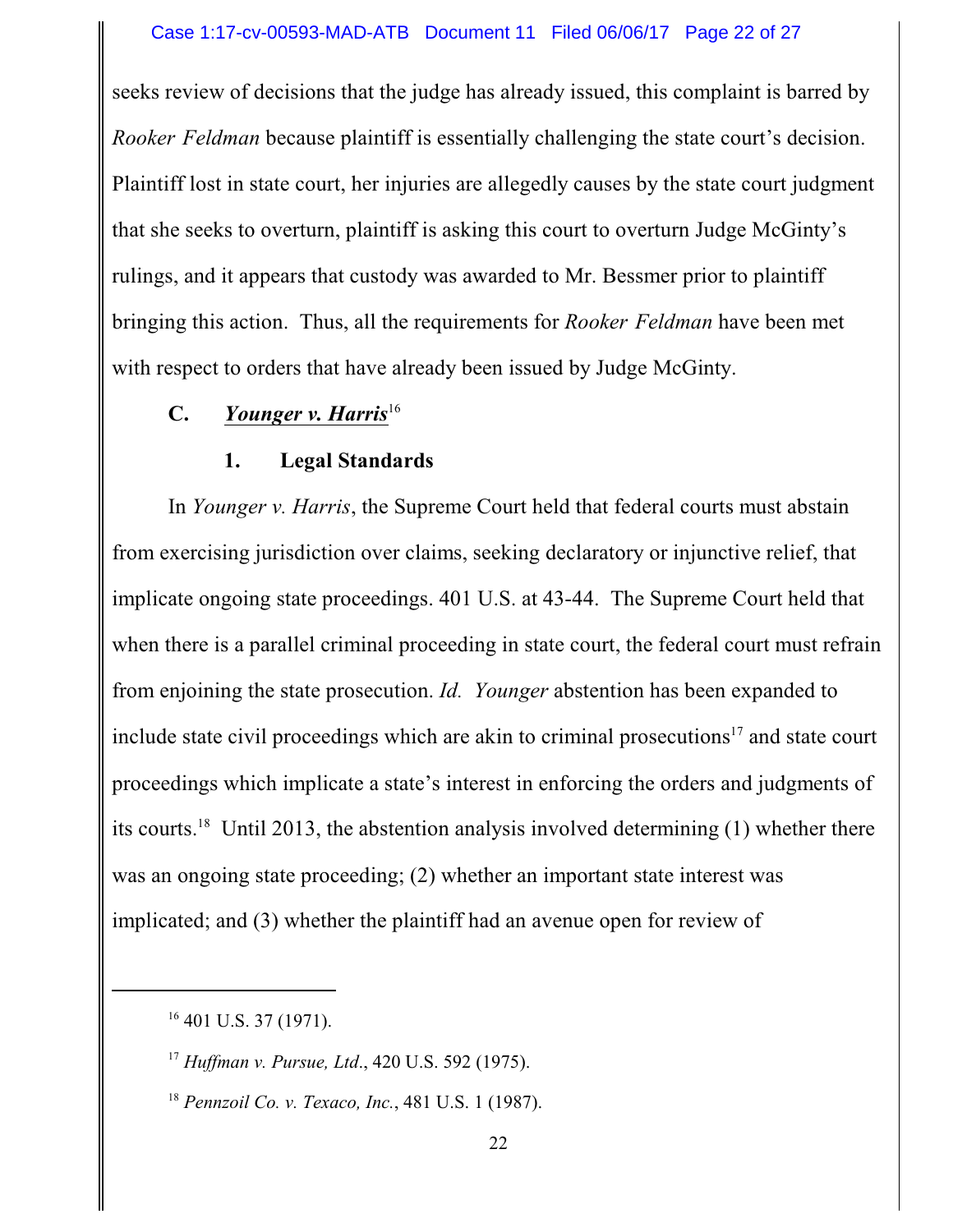seeks review of decisions that the judge has already issued, this complaint is barred by *Rooker Feldman* because plaintiff is essentially challenging the state court's decision. Plaintiff lost in state court, her injuries are allegedly causes by the state court judgment that she seeks to overturn, plaintiff is asking this court to overturn Judge McGinty's rulings, and it appears that custody was awarded to Mr. Bessmer prior to plaintiff bringing this action. Thus, all the requirements for *Rooker Feldman* have been met with respect to orders that have already been issued by Judge McGinty.

### C. ***Younger v. Harris***[16]

#### 1. Legal Standards

In *Younger v. Harris*, the Supreme Court held that federal courts must abstain from exercising jurisdiction over claims, seeking declaratory or injunctive relief, that implicate ongoing state proceedings. 401 U.S. at 43-44. The Supreme Court held that when there is a parallel criminal proceeding in state court, the federal court must refrain from enjoining the state prosecution. *Id.* *Younger* abstention has been expanded to include state civil proceedings which are akin to criminal prosecutions[17] and state court proceedings which implicate a state's interest in enforcing the orders and judgments of its courts.[18] Until 2013, the abstention analysis involved determining (1) whether there was an ongoing state proceeding; (2) whether an important state interest was implicated; and (3) whether the plaintiff had an avenue open for review of

---

[16] 401 U.S. 37 (1971).

[17] *Huffman v. Pursue, Ltd.*, 420 U.S. 592 (1975).

[18] *Pennzoil Co. v. Texaco, Inc.*, 481 U.S. 1 (1987).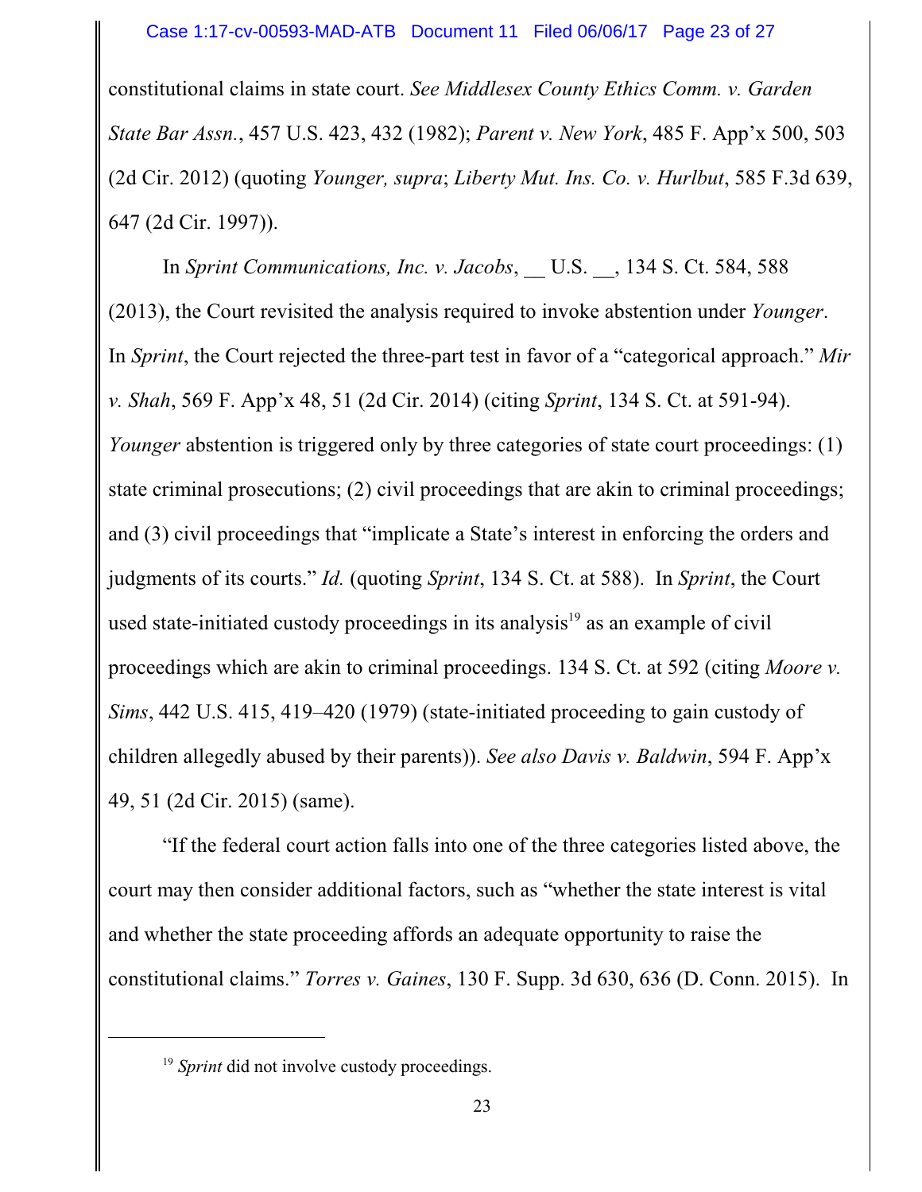constitutional claims in state court. *See Middlesex County Ethics Comm. v. Garden State Bar Assn.*, 457 U.S. 423, 432 (1982); *Parent v. New York*, 485 F. App'x 500, 503 (2d Cir. 2012) (quoting *Younger, supra*; *Liberty Mut. Ins. Co. v. Hurlbut*, 585 F.3d 639, 647 (2d Cir. 1997)).

In *Sprint Communications, Inc. v. Jacobs*, __ U.S. __, 134 S. Ct. 584, 588 (2013), the Court revisited the analysis required to invoke abstention under *Younger*. In *Sprint*, the Court rejected the three-part test in favor of a "categorical approach." *Mir v. Shah*, 569 F. App'x 48, 51 (2d Cir. 2014) (citing *Sprint*, 134 S. Ct. at 591-94). *Younger* abstention is triggered only by three categories of state court proceedings: (1) state criminal prosecutions; (2) civil proceedings that are akin to criminal proceedings; and (3) civil proceedings that "implicate a State's interest in enforcing the orders and judgments of its courts." *Id.* (quoting *Sprint*, 134 S. Ct. at 588). In *Sprint*, the Court used state-initiated custody proceedings in its analysis[19] as an example of civil proceedings which are akin to criminal proceedings. 134 S. Ct. at 592 (citing *Moore v. Sims*, 442 U.S. 415, 419–420 (1979) (state-initiated proceeding to gain custody of children allegedly abused by their parents)). *See also Davis v. Baldwin*, 594 F. App'x 49, 51 (2d Cir. 2015) (same).

"If the federal court action falls into one of the three categories listed above, the court may then consider additional factors, such as "whether the state interest is vital and whether the state proceeding affords an adequate opportunity to raise the constitutional claims." *Torres v. Gaines*, 130 F. Supp. 3d 630, 636 (D. Conn. 2015). In

---

[19] *Sprint* did not involve custody proceedings.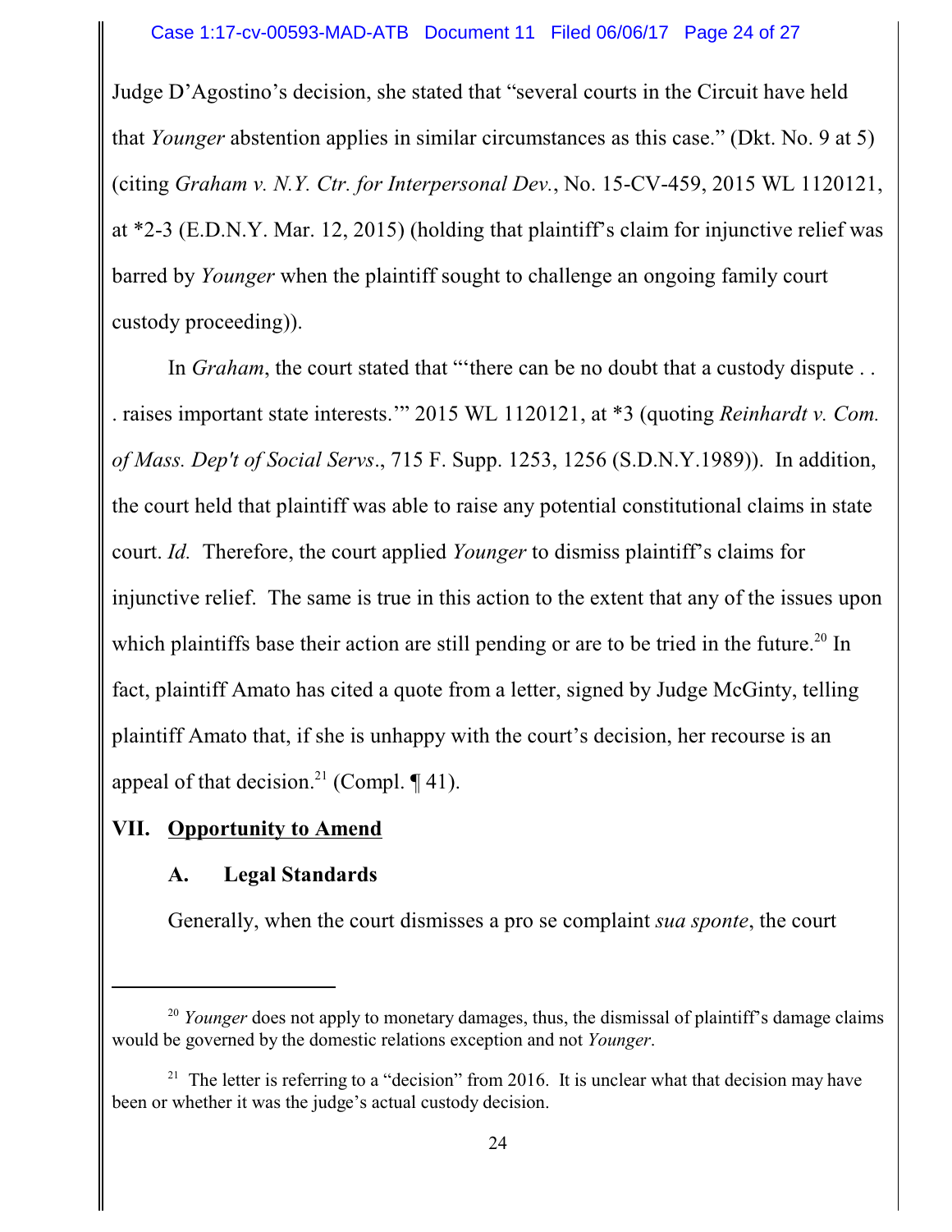Judge D'Agostino's decision, she stated that "several courts in the Circuit have held that *Younger* abstention applies in similar circumstances as this case." (Dkt. No. 9 at 5) (citing *Graham v. N.Y. Ctr. for Interpersonal Dev.*, No. 15-CV-459, 2015 WL 1120121, at *2-3 (E.D.N.Y. Mar. 12, 2015) (holding that plaintiff's claim for injunctive relief was barred by *Younger* when the plaintiff sought to challenge an ongoing family court custody proceeding)).

In *Graham*, the court stated that "'there can be no doubt that a custody dispute . . . raises important state interests.'" 2015 WL 1120121, at *3 (quoting *Reinhardt v. Com. of Mass. Dep't of Social Servs*., 715 F. Supp. 1253, 1256 (S.D.N.Y.1989)). In addition, the court held that plaintiff was able to raise any potential constitutional claims in state court. *Id.* Therefore, the court applied *Younger* to dismiss plaintiff's claims for injunctive relief. The same is true in this action to the extent that any of the issues upon which plaintiffs base their action are still pending or are to be tried in the future.[20] In fact, plaintiff Amato has cited a quote from a letter, signed by Judge McGinty, telling plaintiff Amato that, if she is unhappy with the court's decision, her recourse is an appeal of that decision.[21] (Compl. ¶ 41).

## VII. Opportunity to Amend

### A. Legal Standards

Generally, when the court dismisses a pro se complaint *sua sponte*, the court

---

[20] *Younger* does not apply to monetary damages, thus, the dismissal of plaintiff's damage claims would be governed by the domestic relations exception and not *Younger*.

[21] The letter is referring to a "decision" from 2016. It is unclear what that decision may have been or whether it was the judge's actual custody decision.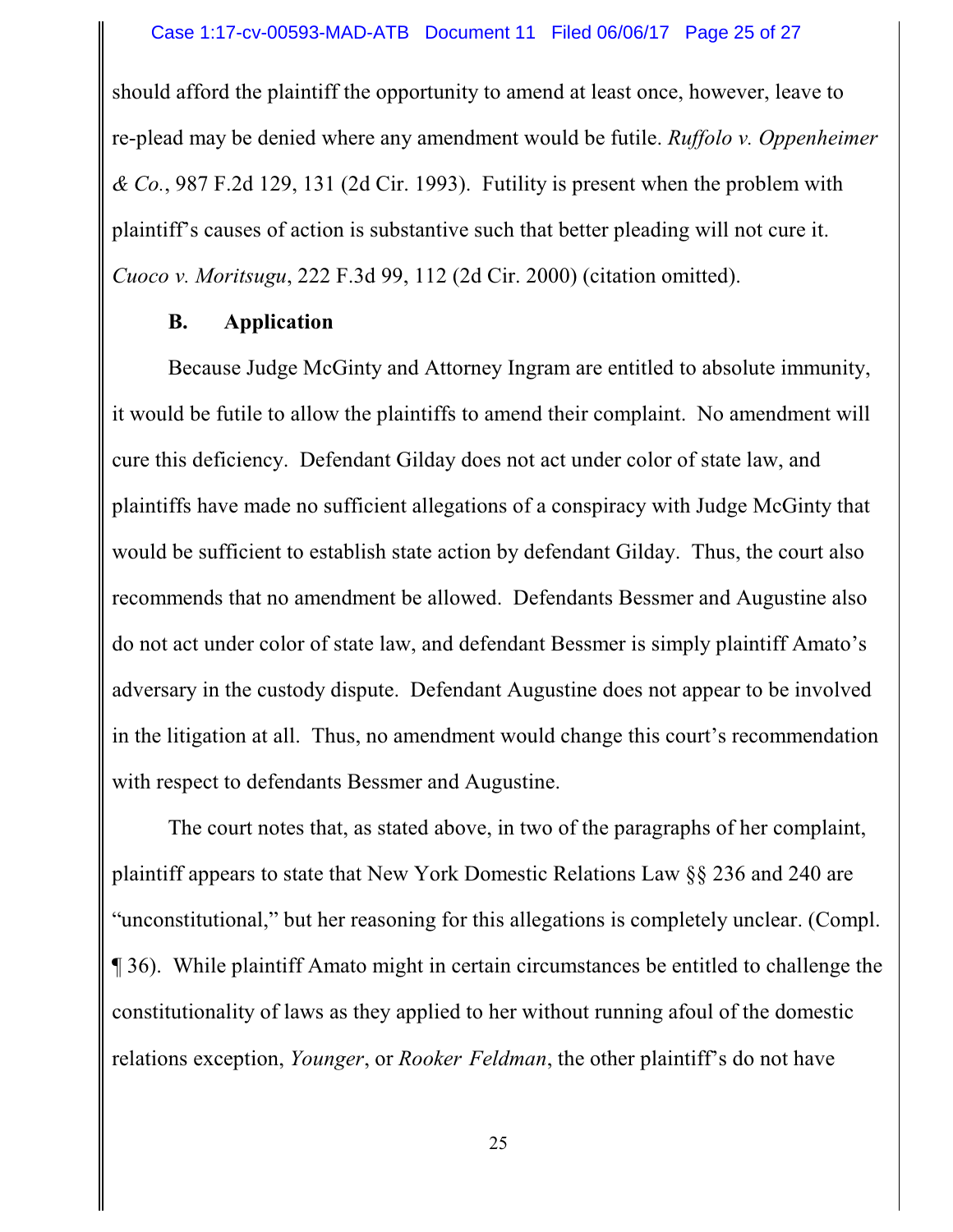should afford the plaintiff the opportunity to amend at least once, however, leave to re-plead may be denied where any amendment would be futile. *Ruffolo v. Oppenheimer & Co.*, 987 F.2d 129, 131 (2d Cir. 1993). Futility is present when the problem with plaintiff's causes of action is substantive such that better pleading will not cure it. *Cuoco v. Moritsugu*, 222 F.3d 99, 112 (2d Cir. 2000) (citation omitted).

### B. Application

Because Judge McGinty and Attorney Ingram are entitled to absolute immunity, it would be futile to allow the plaintiffs to amend their complaint. No amendment will cure this deficiency. Defendant Gilday does not act under color of state law, and plaintiffs have made no sufficient allegations of a conspiracy with Judge McGinty that would be sufficient to establish state action by defendant Gilday. Thus, the court also recommends that no amendment be allowed. Defendants Bessmer and Augustine also do not act under color of state law, and defendant Bessmer is simply plaintiff Amato's adversary in the custody dispute. Defendant Augustine does not appear to be involved in the litigation at all. Thus, no amendment would change this court's recommendation with respect to defendants Bessmer and Augustine.

The court notes that, as stated above, in two of the paragraphs of her complaint, plaintiff appears to state that New York Domestic Relations Law §§ 236 and 240 are "unconstitutional," but her reasoning for this allegations is completely unclear. (Compl. ¶ 36). While plaintiff Amato might in certain circumstances be entitled to challenge the constitutionality of laws as they applied to her without running afoul of the domestic relations exception, *Younger*, or *Rooker Feldman*, the other plaintiff's do not have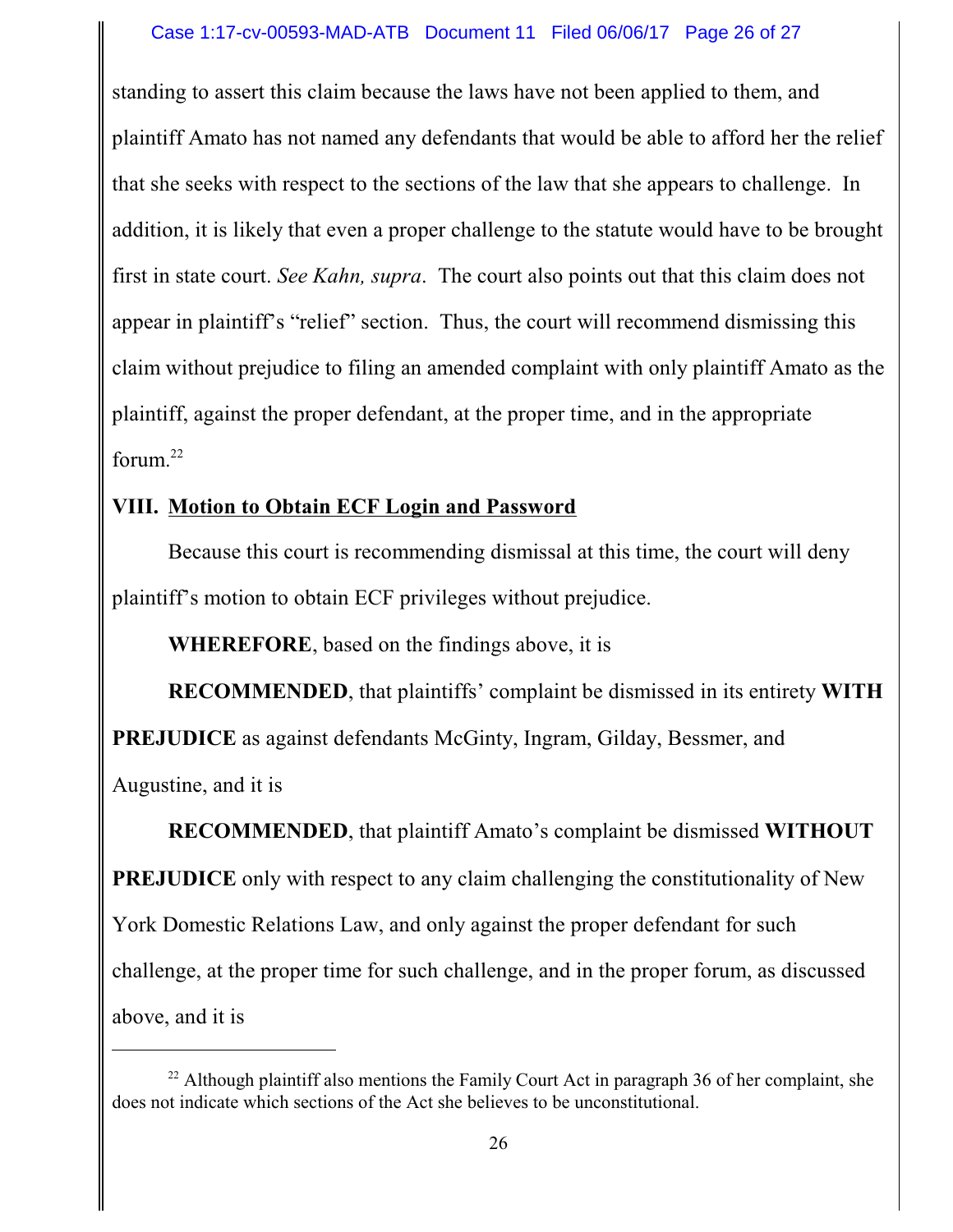standing to assert this claim because the laws have not been applied to them, and plaintiff Amato has not named any defendants that would be able to afford her the relief that she seeks with respect to the sections of the law that she appears to challenge. In addition, it is likely that even a proper challenge to the statute would have to be brought first in state court. *See Kahn, supra*. The court also points out that this claim does not appear in plaintiff's "relief" section. Thus, the court will recommend dismissing this claim without prejudice to filing an amended complaint with only plaintiff Amato as the plaintiff, against the proper defendant, at the proper time, and in the appropriate forum.[22]

## VIII. Motion to Obtain ECF Login and Password

Because this court is recommending dismissal at this time, the court will deny plaintiff's motion to obtain ECF privileges without prejudice.

**WHEREFORE**, based on the findings above, it is

**RECOMMENDED**, that plaintiffs' complaint be dismissed in its entirety **WITH PREJUDICE** as against defendants McGinty, Ingram, Gilday, Bessmer, and Augustine, and it is

**RECOMMENDED**, that plaintiff Amato's complaint be dismissed **WITHOUT PREJUDICE** only with respect to any claim challenging the constitutionality of New York Domestic Relations Law, and only against the proper defendant for such challenge, at the proper time for such challenge, and in the proper forum, as discussed above, and it is

---

[22] Although plaintiff also mentions the Family Court Act in paragraph 36 of her complaint, she does not indicate which sections of the Act she believes to be unconstitutional.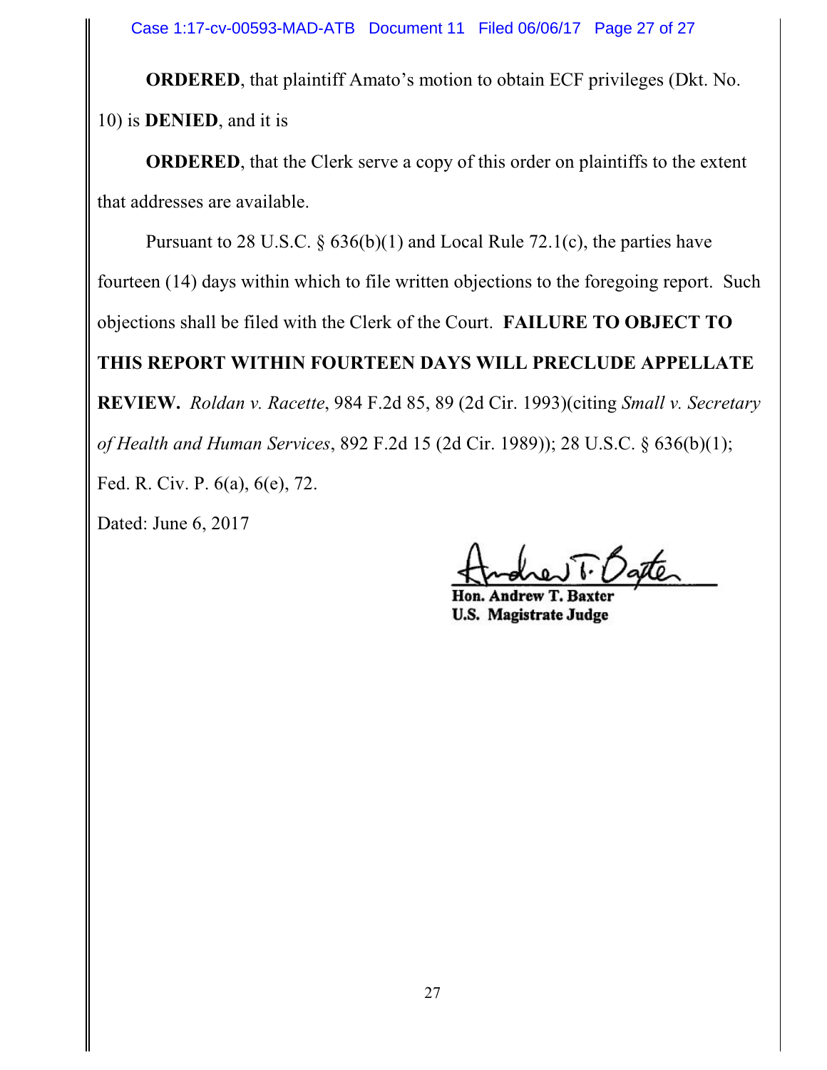**ORDERED**, that plaintiff Amato's motion to obtain ECF privileges (Dkt. No. 10) is **DENIED**, and it is

**ORDERED**, that the Clerk serve a copy of this order on plaintiffs to the extent that addresses are available.

Pursuant to 28 U.S.C. § 636(b)(1) and Local Rule 72.1(c), the parties have fourteen (14) days within which to file written objections to the foregoing report. Such objections shall be filed with the Clerk of the Court. **FAILURE TO OBJECT TO THIS REPORT WITHIN FOURTEEN DAYS WILL PRECLUDE APPELLATE REVIEW.** *Roldan v. Racette*, 984 F.2d 85, 89 (2d Cir. 1993)(citing *Small v. Secretary of Health and Human Services*, 892 F.2d 15 (2d Cir. 1989)); 28 U.S.C. § 636(b)(1); Fed. R. Civ. P. 6(a), 6(e), 72.

Dated: June 6, 2017

**Hon. Andrew T. Baxter**
**U.S. Magistrate Judge**